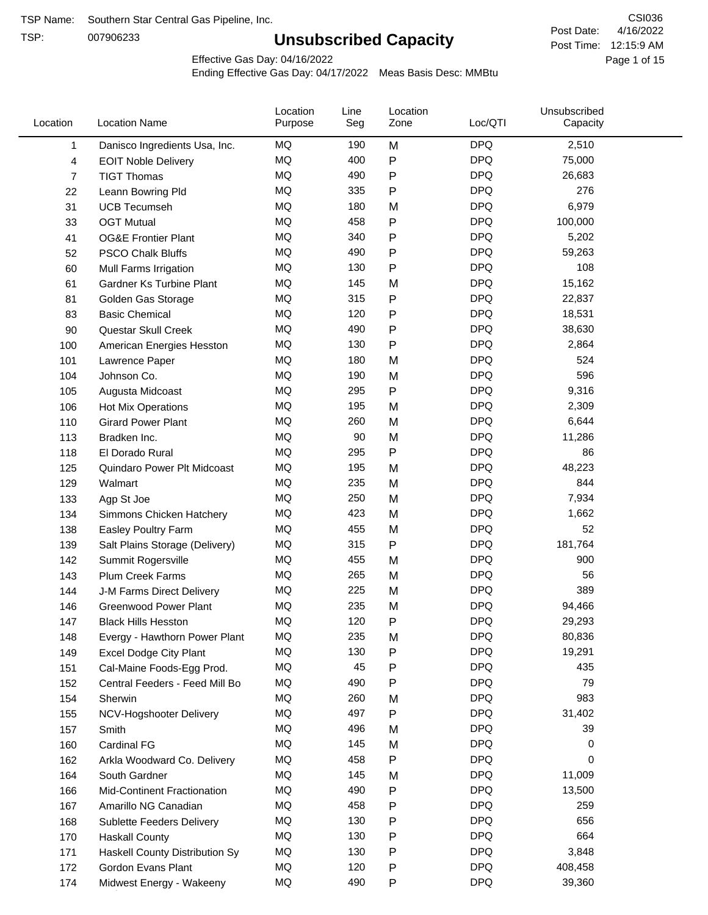TSP Name: Southern Star Central Gas Pipeline, Inc.

TSP: 007906233

CSI036

Post Date: 4/16/2022

Post Time: 12:15:9 AM

# Unsubscribed Capacity

Effective Gas Day: 04/16/2022

Ending Effective Gas Day: 04/17/2022 Meas Basis Desc: MMBtu

| Location | Location Name | Location Purpose | Line Seg | Location Zone | Loc/QTI | Unsubscribed Capacity |
|---|---|---|---|---|---|---|
| 1 | Danisco Ingredients Usa, Inc. | MQ | 190 | M | DPQ | 2,510 |
| 4 | EOIT Noble Delivery | MQ | 400 | P | DPQ | 75,000 |
| 7 | TIGT Thomas | MQ | 490 | P | DPQ | 26,683 |
| 22 | Leann Bowring Pld | MQ | 335 | P | DPQ | 276 |
| 31 | UCB Tecumseh | MQ | 180 | M | DPQ | 6,979 |
| 33 | OGT Mutual | MQ | 458 | P | DPQ | 100,000 |
| 41 | OG&E Frontier Plant | MQ | 340 | P | DPQ | 5,202 |
| 52 | PSCO Chalk Bluffs | MQ | 490 | P | DPQ | 59,263 |
| 60 | Mull Farms Irrigation | MQ | 130 | P | DPQ | 108 |
| 61 | Gardner Ks Turbine Plant | MQ | 145 | M | DPQ | 15,162 |
| 81 | Golden Gas Storage | MQ | 315 | P | DPQ | 22,837 |
| 83 | Basic Chemical | MQ | 120 | P | DPQ | 18,531 |
| 90 | Questar Skull Creek | MQ | 490 | P | DPQ | 38,630 |
| 100 | American Energies Hesston | MQ | 130 | P | DPQ | 2,864 |
| 101 | Lawrence Paper | MQ | 180 | M | DPQ | 524 |
| 104 | Johnson Co. | MQ | 190 | M | DPQ | 596 |
| 105 | Augusta Midcoast | MQ | 295 | P | DPQ | 9,316 |
| 106 | Hot Mix Operations | MQ | 195 | M | DPQ | 2,309 |
| 110 | Girard Power Plant | MQ | 260 | M | DPQ | 6,644 |
| 113 | Bradken Inc. | MQ | 90 | M | DPQ | 11,286 |
| 118 | El Dorado Rural | MQ | 295 | P | DPQ | 86 |
| 125 | Quindaro Power Plt Midcoast | MQ | 195 | M | DPQ | 48,223 |
| 129 | Walmart | MQ | 235 | M | DPQ | 844 |
| 133 | Agp St Joe | MQ | 250 | M | DPQ | 7,934 |
| 134 | Simmons Chicken Hatchery | MQ | 423 | M | DPQ | 1,662 |
| 138 | Easley Poultry Farm | MQ | 455 | M | DPQ | 52 |
| 139 | Salt Plains Storage (Delivery) | MQ | 315 | P | DPQ | 181,764 |
| 142 | Summit Rogersville | MQ | 455 | M | DPQ | 900 |
| 143 | Plum Creek Farms | MQ | 265 | M | DPQ | 56 |
| 144 | J-M Farms Direct Delivery | MQ | 225 | M | DPQ | 389 |
| 146 | Greenwood Power Plant | MQ | 235 | M | DPQ | 94,466 |
| 147 | Black Hills Hesston | MQ | 120 | P | DPQ | 29,293 |
| 148 | Evergy - Hawthorn Power Plant | MQ | 235 | M | DPQ | 80,836 |
| 149 | Excel Dodge City Plant | MQ | 130 | P | DPQ | 19,291 |
| 151 | Cal-Maine Foods-Egg Prod. | MQ | 45 | P | DPQ | 435 |
| 152 | Central Feeders - Feed Mill Bo | MQ | 490 | P | DPQ | 79 |
| 154 | Sherwin | MQ | 260 | M | DPQ | 983 |
| 155 | NCV-Hogshooter Delivery | MQ | 497 | P | DPQ | 31,402 |
| 157 | Smith | MQ | 496 | M | DPQ | 39 |
| 160 | Cardinal FG | MQ | 145 | M | DPQ | 0 |
| 162 | Arkla Woodward Co. Delivery | MQ | 458 | P | DPQ | 0 |
| 164 | South Gardner | MQ | 145 | M | DPQ | 11,009 |
| 166 | Mid-Continent Fractionation | MQ | 490 | P | DPQ | 13,500 |
| 167 | Amarillo NG Canadian | MQ | 458 | P | DPQ | 259 |
| 168 | Sublette Feeders Delivery | MQ | 130 | P | DPQ | 656 |
| 170 | Haskall County | MQ | 130 | P | DPQ | 664 |
| 171 | Haskall County Distribution Sy | MQ | 130 | P | DPQ | 3,848 |
| 172 | Gordon Evans Plant | MQ | 120 | P | DPQ | 408,458 |
| 174 | Midwest Energy - Wakeeny | MQ | 490 | P | DPQ | 39,360 |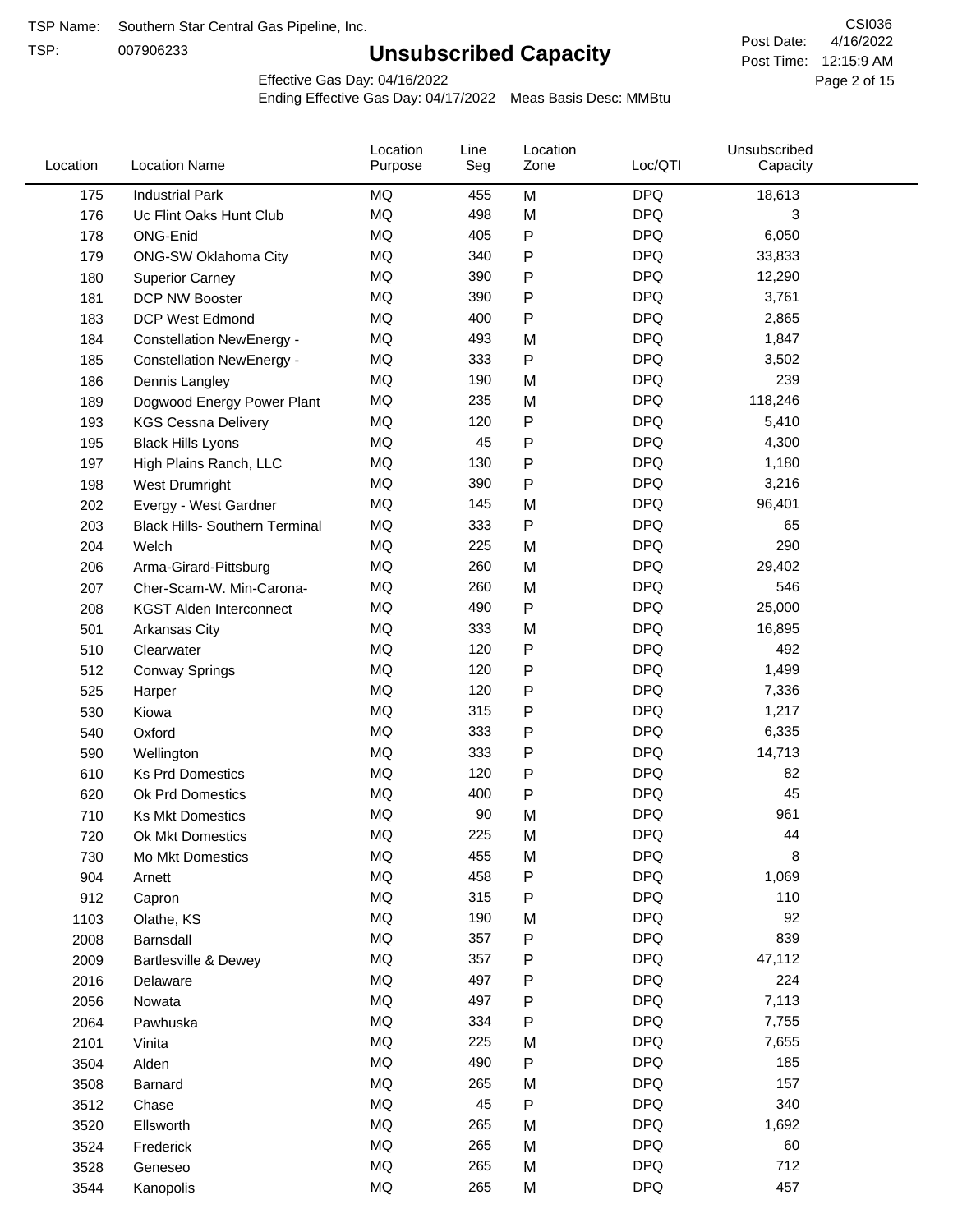TSP Name: Southern Star Central Gas Pipeline, Inc.
TSP: 007906233

# Unsubscribed Capacity

CSI036
Post Date: 4/16/2022
Post Time: 12:15:9 AM

Effective Gas Day: 04/16/2022
Ending Effective Gas Day: 04/17/2022 Meas Basis Desc: MMBtu

| Location | Location Name | Location Purpose | Line Seg | Location Zone | Loc/QTI | Unsubscribed Capacity |
|---|---|---|---|---|---|---|
| 175 | Industrial Park | MQ | 455 | M | DPQ | 18,613 |
| 176 | Uc Flint Oaks Hunt Club | MQ | 498 | M | DPQ | 3 |
| 178 | ONG-Enid | MQ | 405 | P | DPQ | 6,050 |
| 179 | ONG-SW Oklahoma City | MQ | 340 | P | DPQ | 33,833 |
| 180 | Superior Carney | MQ | 390 | P | DPQ | 12,290 |
| 181 | DCP NW Booster | MQ | 390 | P | DPQ | 3,761 |
| 183 | DCP West Edmond | MQ | 400 | P | DPQ | 2,865 |
| 184 | Constellation NewEnergy - | MQ | 493 | M | DPQ | 1,847 |
| 185 | Constellation NewEnergy - | MQ | 333 | P | DPQ | 3,502 |
| 186 | Dennis Langley | MQ | 190 | M | DPQ | 239 |
| 189 | Dogwood Energy Power Plant | MQ | 235 | M | DPQ | 118,246 |
| 193 | KGS Cessna Delivery | MQ | 120 | P | DPQ | 5,410 |
| 195 | Black Hills Lyons | MQ | 45 | P | DPQ | 4,300 |
| 197 | High Plains Ranch, LLC | MQ | 130 | P | DPQ | 1,180 |
| 198 | West Drumright | MQ | 390 | P | DPQ | 3,216 |
| 202 | Evergy - West Gardner | MQ | 145 | M | DPQ | 96,401 |
| 203 | Black Hills- Southern Terminal | MQ | 333 | P | DPQ | 65 |
| 204 | Welch | MQ | 225 | M | DPQ | 290 |
| 206 | Arma-Girard-Pittsburg | MQ | 260 | M | DPQ | 29,402 |
| 207 | Cher-Scam-W. Min-Carona- | MQ | 260 | M | DPQ | 546 |
| 208 | KGST Alden Interconnect | MQ | 490 | P | DPQ | 25,000 |
| 501 | Arkansas City | MQ | 333 | M | DPQ | 16,895 |
| 510 | Clearwater | MQ | 120 | P | DPQ | 492 |
| 512 | Conway Springs | MQ | 120 | P | DPQ | 1,499 |
| 525 | Harper | MQ | 120 | P | DPQ | 7,336 |
| 530 | Kiowa | MQ | 315 | P | DPQ | 1,217 |
| 540 | Oxford | MQ | 333 | P | DPQ | 6,335 |
| 590 | Wellington | MQ | 333 | P | DPQ | 14,713 |
| 610 | Ks Prd Domestics | MQ | 120 | P | DPQ | 82 |
| 620 | Ok Prd Domestics | MQ | 400 | P | DPQ | 45 |
| 710 | Ks Mkt Domestics | MQ | 90 | M | DPQ | 961 |
| 720 | Ok Mkt Domestics | MQ | 225 | M | DPQ | 44 |
| 730 | Mo Mkt Domestics | MQ | 455 | M | DPQ | 8 |
| 904 | Arnett | MQ | 458 | P | DPQ | 1,069 |
| 912 | Capron | MQ | 315 | P | DPQ | 110 |
| 1103 | Olathe, KS | MQ | 190 | M | DPQ | 92 |
| 2008 | Barnsdall | MQ | 357 | P | DPQ | 839 |
| 2009 | Bartlesville & Dewey | MQ | 357 | P | DPQ | 47,112 |
| 2016 | Delaware | MQ | 497 | P | DPQ | 224 |
| 2056 | Nowata | MQ | 497 | P | DPQ | 7,113 |
| 2064 | Pawhuska | MQ | 334 | P | DPQ | 7,755 |
| 2101 | Vinita | MQ | 225 | M | DPQ | 7,655 |
| 3504 | Alden | MQ | 490 | P | DPQ | 185 |
| 3508 | Barnard | MQ | 265 | M | DPQ | 157 |
| 3512 | Chase | MQ | 45 | P | DPQ | 340 |
| 3520 | Ellsworth | MQ | 265 | M | DPQ | 1,692 |
| 3524 | Frederick | MQ | 265 | M | DPQ | 60 |
| 3528 | Geneseo | MQ | 265 | M | DPQ | 712 |
| 3544 | Kanopolis | MQ | 265 | M | DPQ | 457 |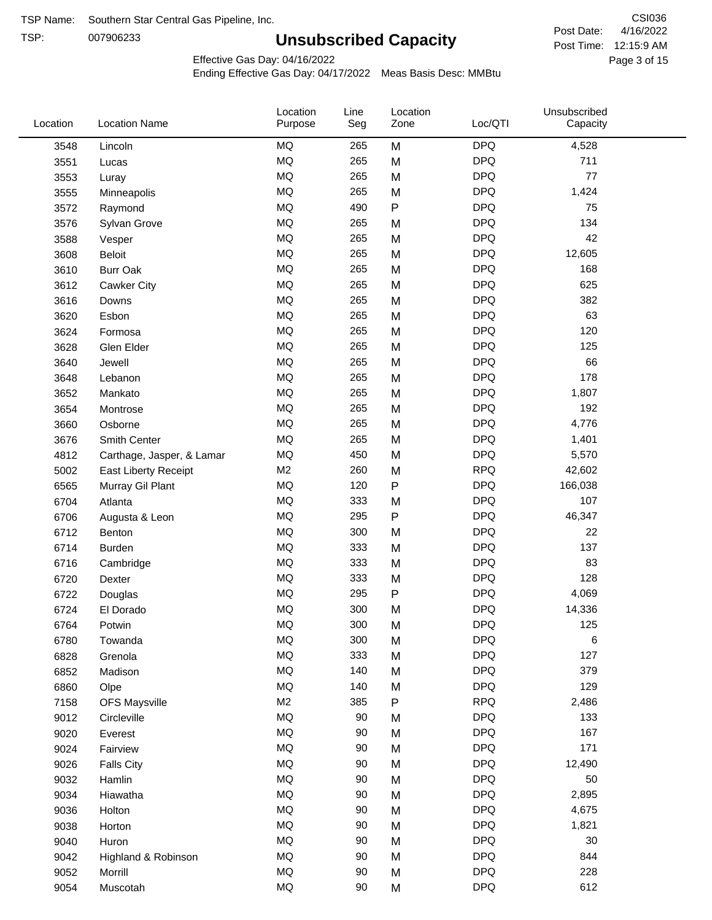TSP Name: Southern Star Central Gas Pipeline, Inc.

TSP: 007906233

# Unsubscribed Capacity

CSI036

Post Date: 4/16/2022

Post Time: 12:15:9 AM

Effective Gas Day: 04/16/2022

Ending Effective Gas Day: 04/17/2022 Meas Basis Desc: MMBtu

| Location | Location Name | Location Purpose | Line Seg | Location Zone | Loc/QTI | Unsubscribed Capacity |
|---|---|---|---|---|---|---|
| 3548 | Lincoln | MQ | 265 | M | DPQ | 4,528 |
| 3551 | Lucas | MQ | 265 | M | DPQ | 711 |
| 3553 | Luray | MQ | 265 | M | DPQ | 77 |
| 3555 | Minneapolis | MQ | 265 | M | DPQ | 1,424 |
| 3572 | Raymond | MQ | 490 | P | DPQ | 75 |
| 3576 | Sylvan Grove | MQ | 265 | M | DPQ | 134 |
| 3588 | Vesper | MQ | 265 | M | DPQ | 42 |
| 3608 | Beloit | MQ | 265 | M | DPQ | 12,605 |
| 3610 | Burr Oak | MQ | 265 | M | DPQ | 168 |
| 3612 | Cawker City | MQ | 265 | M | DPQ | 625 |
| 3616 | Downs | MQ | 265 | M | DPQ | 382 |
| 3620 | Esbon | MQ | 265 | M | DPQ | 63 |
| 3624 | Formosa | MQ | 265 | M | DPQ | 120 |
| 3628 | Glen Elder | MQ | 265 | M | DPQ | 125 |
| 3640 | Jewell | MQ | 265 | M | DPQ | 66 |
| 3648 | Lebanon | MQ | 265 | M | DPQ | 178 |
| 3652 | Mankato | MQ | 265 | M | DPQ | 1,807 |
| 3654 | Montrose | MQ | 265 | M | DPQ | 192 |
| 3660 | Osborne | MQ | 265 | M | DPQ | 4,776 |
| 3676 | Smith Center | MQ | 265 | M | DPQ | 1,401 |
| 4812 | Carthage, Jasper, & Lamar | MQ | 450 | M | DPQ | 5,570 |
| 5002 | East Liberty Receipt | M2 | 260 | M | RPQ | 42,602 |
| 6565 | Murray Gil Plant | MQ | 120 | P | DPQ | 166,038 |
| 6704 | Atlanta | MQ | 333 | M | DPQ | 107 |
| 6706 | Augusta & Leon | MQ | 295 | P | DPQ | 46,347 |
| 6712 | Benton | MQ | 300 | M | DPQ | 22 |
| 6714 | Burden | MQ | 333 | M | DPQ | 137 |
| 6716 | Cambridge | MQ | 333 | M | DPQ | 83 |
| 6720 | Dexter | MQ | 333 | M | DPQ | 128 |
| 6722 | Douglas | MQ | 295 | P | DPQ | 4,069 |
| 6724 | El Dorado | MQ | 300 | M | DPQ | 14,336 |
| 6764 | Potwin | MQ | 300 | M | DPQ | 125 |
| 6780 | Towanda | MQ | 300 | M | DPQ | 6 |
| 6828 | Grenola | MQ | 333 | M | DPQ | 127 |
| 6852 | Madison | MQ | 140 | M | DPQ | 379 |
| 6860 | Olpe | MQ | 140 | M | DPQ | 129 |
| 7158 | OFS Maysville | M2 | 385 | P | RPQ | 2,486 |
| 9012 | Circleville | MQ | 90 | M | DPQ | 133 |
| 9020 | Everest | MQ | 90 | M | DPQ | 167 |
| 9024 | Fairview | MQ | 90 | M | DPQ | 171 |
| 9026 | Falls City | MQ | 90 | M | DPQ | 12,490 |
| 9032 | Hamlin | MQ | 90 | M | DPQ | 50 |
| 9034 | Hiawatha | MQ | 90 | M | DPQ | 2,895 |
| 9036 | Holton | MQ | 90 | M | DPQ | 4,675 |
| 9038 | Horton | MQ | 90 | M | DPQ | 1,821 |
| 9040 | Huron | MQ | 90 | M | DPQ | 30 |
| 9042 | Highland & Robinson | MQ | 90 | M | DPQ | 844 |
| 9052 | Morrill | MQ | 90 | M | DPQ | 228 |
| 9054 | Muscotah | MQ | 90 | M | DPQ | 612 |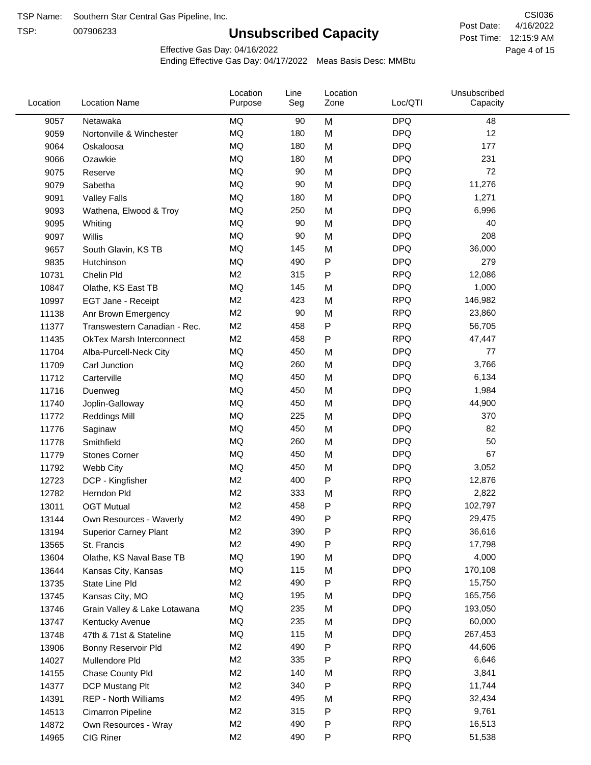TSP Name: Southern Star Central Gas Pipeline, Inc.

TSP: 007906233

# Unsubscribed Capacity

CSI036

Post Date: 4/16/2022

Post Time: 12:15:9 AM

Effective Gas Day: 04/16/2022

Ending Effective Gas Day: 04/17/2022 Meas Basis Desc: MMBtu

| Location | Location Name | Location Purpose | Line Seg | Location Zone | Loc/QTI | Unsubscribed Capacity |
|---|---|---|---|---|---|---|
| 9057 | Netawaka | MQ | 90 | M | DPQ | 48 |
| 9059 | Nortonville & Winchester | MQ | 180 | M | DPQ | 12 |
| 9064 | Oskaloosa | MQ | 180 | M | DPQ | 177 |
| 9066 | Ozawkie | MQ | 180 | M | DPQ | 231 |
| 9075 | Reserve | MQ | 90 | M | DPQ | 72 |
| 9079 | Sabetha | MQ | 90 | M | DPQ | 11,276 |
| 9091 | Valley Falls | MQ | 180 | M | DPQ | 1,271 |
| 9093 | Wathena, Elwood & Troy | MQ | 250 | M | DPQ | 6,996 |
| 9095 | Whiting | MQ | 90 | M | DPQ | 40 |
| 9097 | Willis | MQ | 90 | M | DPQ | 208 |
| 9657 | South Glavin, KS TB | MQ | 145 | M | DPQ | 36,000 |
| 9835 | Hutchinson | MQ | 490 | P | DPQ | 279 |
| 10731 | Chelin Pld | M2 | 315 | P | RPQ | 12,086 |
| 10847 | Olathe, KS East TB | MQ | 145 | M | DPQ | 1,000 |
| 10997 | EGT Jane - Receipt | M2 | 423 | M | RPQ | 146,982 |
| 11138 | Anr Brown Emergency | M2 | 90 | M | RPQ | 23,860 |
| 11377 | Transwestern Canadian - Rec. | M2 | 458 | P | RPQ | 56,705 |
| 11435 | OkTex Marsh Interconnect | M2 | 458 | P | RPQ | 47,447 |
| 11704 | Alba-Purcell-Neck City | MQ | 450 | M | DPQ | 77 |
| 11709 | Carl Junction | MQ | 260 | M | DPQ | 3,766 |
| 11712 | Carterville | MQ | 450 | M | DPQ | 6,134 |
| 11716 | Duenweg | MQ | 450 | M | DPQ | 1,984 |
| 11740 | Joplin-Galloway | MQ | 450 | M | DPQ | 44,900 |
| 11772 | Reddings Mill | MQ | 225 | M | DPQ | 370 |
| 11776 | Saginaw | MQ | 450 | M | DPQ | 82 |
| 11778 | Smithfield | MQ | 260 | M | DPQ | 50 |
| 11779 | Stones Corner | MQ | 450 | M | DPQ | 67 |
| 11792 | Webb City | MQ | 450 | M | DPQ | 3,052 |
| 12723 | DCP - Kingfisher | M2 | 400 | P | RPQ | 12,876 |
| 12782 | Herndon Pld | M2 | 333 | M | RPQ | 2,822 |
| 13011 | OGT Mutual | M2 | 458 | P | RPQ | 102,797 |
| 13144 | Own Resources - Waverly | M2 | 490 | P | RPQ | 29,475 |
| 13194 | Superior Carney Plant | M2 | 390 | P | RPQ | 36,616 |
| 13565 | St. Francis | M2 | 490 | P | RPQ | 17,798 |
| 13604 | Olathe, KS Naval Base TB | MQ | 190 | M | DPQ | 4,000 |
| 13644 | Kansas City, Kansas | MQ | 115 | M | DPQ | 170,108 |
| 13735 | State Line Pld | M2 | 490 | P | RPQ | 15,750 |
| 13745 | Kansas City, MO | MQ | 195 | M | DPQ | 165,756 |
| 13746 | Grain Valley & Lake Lotawana | MQ | 235 | M | DPQ | 193,050 |
| 13747 | Kentucky Avenue | MQ | 235 | M | DPQ | 60,000 |
| 13748 | 47th & 71st & Stateline | MQ | 115 | M | DPQ | 267,453 |
| 13906 | Bonny Reservoir Pld | M2 | 490 | P | RPQ | 44,606 |
| 14027 | Mullendore Pld | M2 | 335 | P | RPQ | 6,646 |
| 14155 | Chase County Pld | M2 | 140 | M | RPQ | 3,841 |
| 14377 | DCP Mustang Plt | M2 | 340 | P | RPQ | 11,744 |
| 14391 | REP - North Williams | M2 | 495 | M | RPQ | 32,434 |
| 14513 | Cimarron Pipeline | M2 | 315 | P | RPQ | 9,761 |
| 14872 | Own Resources - Wray | M2 | 490 | P | RPQ | 16,513 |
| 14965 | CIG Riner | M2 | 490 | P | RPQ | 51,538 |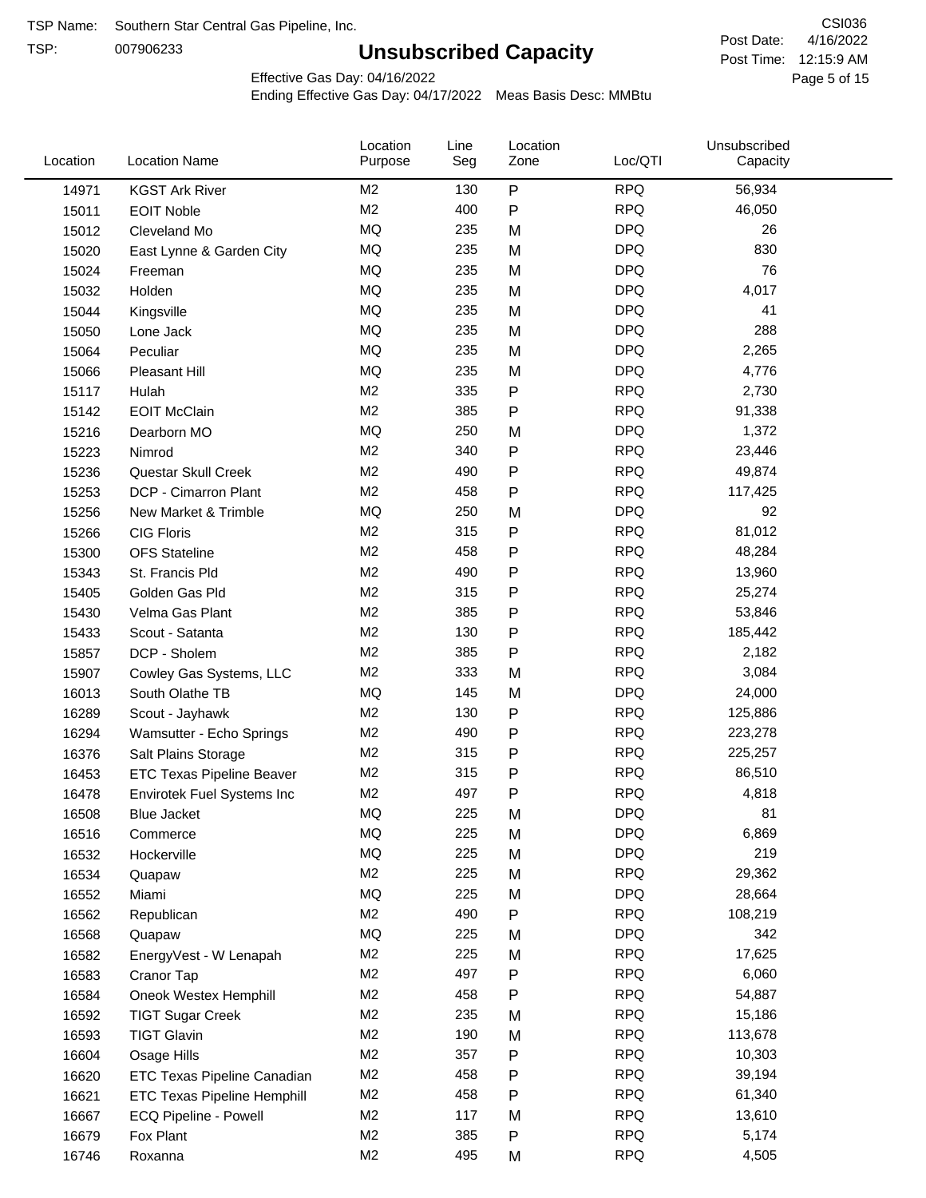TSP Name: Southern Star Central Gas Pipeline, Inc.

TSP: 007906233

# Unsubscribed Capacity

CSI036

Post Date: 4/16/2022

Post Time: 12:15:9 AM

Effective Gas Day: 04/16/2022

Ending Effective Gas Day: 04/17/2022 Meas Basis Desc: MMBtu

| Location | Location Name | Location Purpose | Line Seg | Location Zone | Loc/QTI | Unsubscribed Capacity |
|---|---|---|---|---|---|---|
| 14971 | KGST Ark River | M2 | 130 | P | RPQ | 56,934 |
| 15011 | EOIT Noble | M2 | 400 | P | RPQ | 46,050 |
| 15012 | Cleveland Mo | MQ | 235 | M | DPQ | 26 |
| 15020 | East Lynne & Garden City | MQ | 235 | M | DPQ | 830 |
| 15024 | Freeman | MQ | 235 | M | DPQ | 76 |
| 15032 | Holden | MQ | 235 | M | DPQ | 4,017 |
| 15044 | Kingsville | MQ | 235 | M | DPQ | 41 |
| 15050 | Lone Jack | MQ | 235 | M | DPQ | 288 |
| 15064 | Peculiar | MQ | 235 | M | DPQ | 2,265 |
| 15066 | Pleasant Hill | MQ | 235 | M | DPQ | 4,776 |
| 15117 | Hulah | M2 | 335 | P | RPQ | 2,730 |
| 15142 | EOIT McClain | M2 | 385 | P | RPQ | 91,338 |
| 15216 | Dearborn MO | MQ | 250 | M | DPQ | 1,372 |
| 15223 | Nimrod | M2 | 340 | P | RPQ | 23,446 |
| 15236 | Questar Skull Creek | M2 | 490 | P | RPQ | 49,874 |
| 15253 | DCP - Cimarron Plant | M2 | 458 | P | RPQ | 117,425 |
| 15256 | New Market & Trimble | MQ | 250 | M | DPQ | 92 |
| 15266 | CIG Floris | M2 | 315 | P | RPQ | 81,012 |
| 15300 | OFS Stateline | M2 | 458 | P | RPQ | 48,284 |
| 15343 | St. Francis Pld | M2 | 490 | P | RPQ | 13,960 |
| 15405 | Golden Gas Pld | M2 | 315 | P | RPQ | 25,274 |
| 15430 | Velma Gas Plant | M2 | 385 | P | RPQ | 53,846 |
| 15433 | Scout - Satanta | M2 | 130 | P | RPQ | 185,442 |
| 15857 | DCP - Sholem | M2 | 385 | P | RPQ | 2,182 |
| 15907 | Cowley Gas Systems, LLC | M2 | 333 | M | RPQ | 3,084 |
| 16013 | South Olathe TB | MQ | 145 | M | DPQ | 24,000 |
| 16289 | Scout - Jayhawk | M2 | 130 | P | RPQ | 125,886 |
| 16294 | Wamsutter - Echo Springs | M2 | 490 | P | RPQ | 223,278 |
| 16376 | Salt Plains Storage | M2 | 315 | P | RPQ | 225,257 |
| 16453 | ETC Texas Pipeline Beaver | M2 | 315 | P | RPQ | 86,510 |
| 16478 | Envirotek Fuel Systems Inc | M2 | 497 | P | RPQ | 4,818 |
| 16508 | Blue Jacket | MQ | 225 | M | DPQ | 81 |
| 16516 | Commerce | MQ | 225 | M | DPQ | 6,869 |
| 16532 | Hockerville | MQ | 225 | M | DPQ | 219 |
| 16534 | Quapaw | M2 | 225 | M | RPQ | 29,362 |
| 16552 | Miami | MQ | 225 | M | DPQ | 28,664 |
| 16562 | Republican | M2 | 490 | P | RPQ | 108,219 |
| 16568 | Quapaw | MQ | 225 | M | DPQ | 342 |
| 16582 | EnergyVest - W Lenapah | M2 | 225 | M | RPQ | 17,625 |
| 16583 | Cranor Tap | M2 | 497 | P | RPQ | 6,060 |
| 16584 | Oneok Westex Hemphill | M2 | 458 | P | RPQ | 54,887 |
| 16592 | TIGT Sugar Creek | M2 | 235 | M | RPQ | 15,186 |
| 16593 | TIGT Glavin | M2 | 190 | M | RPQ | 113,678 |
| 16604 | Osage Hills | M2 | 357 | P | RPQ | 10,303 |
| 16620 | ETC Texas Pipeline Canadian | M2 | 458 | P | RPQ | 39,194 |
| 16621 | ETC Texas Pipeline Hemphill | M2 | 458 | P | RPQ | 61,340 |
| 16667 | ECQ Pipeline - Powell | M2 | 117 | M | RPQ | 13,610 |
| 16679 | Fox Plant | M2 | 385 | P | RPQ | 5,174 |
| 16746 | Roxanna | M2 | 495 | M | RPQ | 4,505 |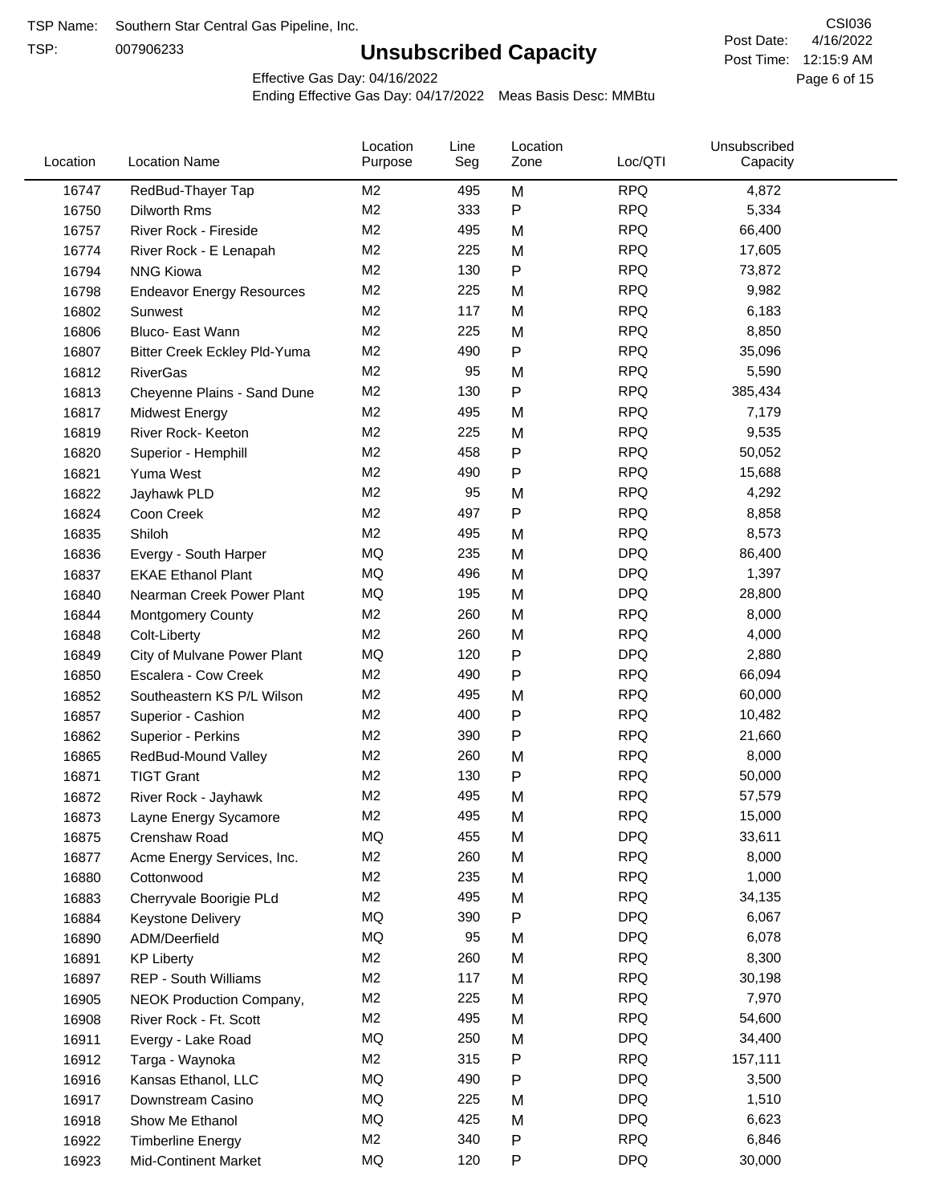TSP Name: Southern Star Central Gas Pipeline, Inc.

TSP: 007906233

# Unsubscribed Capacity

CSI036

Post Date: 4/16/2022

Post Time: 12:15:9 AM

Effective Gas Day: 04/16/2022

Ending Effective Gas Day: 04/17/2022 Meas Basis Desc: MMBtu

| Location | Location Name | Location Purpose | Line Seg | Location Zone | Loc/QTI | Unsubscribed Capacity |
|---|---|---|---|---|---|---|
| 16747 | RedBud-Thayer Tap | M2 | 495 | M | RPQ | 4,872 |
| 16750 | Dilworth Rms | M2 | 333 | P | RPQ | 5,334 |
| 16757 | River Rock - Fireside | M2 | 495 | M | RPQ | 66,400 |
| 16774 | River Rock - E Lenapah | M2 | 225 | M | RPQ | 17,605 |
| 16794 | NNG Kiowa | M2 | 130 | P | RPQ | 73,872 |
| 16798 | Endeavor Energy Resources | M2 | 225 | M | RPQ | 9,982 |
| 16802 | Sunwest | M2 | 117 | M | RPQ | 6,183 |
| 16806 | Bluco- East Wann | M2 | 225 | M | RPQ | 8,850 |
| 16807 | Bitter Creek Eckley Pld-Yuma | M2 | 490 | P | RPQ | 35,096 |
| 16812 | RiverGas | M2 | 95 | M | RPQ | 5,590 |
| 16813 | Cheyenne Plains - Sand Dune | M2 | 130 | P | RPQ | 385,434 |
| 16817 | Midwest Energy | M2 | 495 | M | RPQ | 7,179 |
| 16819 | River Rock- Keeton | M2 | 225 | M | RPQ | 9,535 |
| 16820 | Superior - Hemphill | M2 | 458 | P | RPQ | 50,052 |
| 16821 | Yuma West | M2 | 490 | P | RPQ | 15,688 |
| 16822 | Jayhawk PLD | M2 | 95 | M | RPQ | 4,292 |
| 16824 | Coon Creek | M2 | 497 | P | RPQ | 8,858 |
| 16835 | Shiloh | M2 | 495 | M | RPQ | 8,573 |
| 16836 | Evergy - South Harper | MQ | 235 | M | DPQ | 86,400 |
| 16837 | EKAE Ethanol Plant | MQ | 496 | M | DPQ | 1,397 |
| 16840 | Nearman Creek Power Plant | MQ | 195 | M | DPQ | 28,800 |
| 16844 | Montgomery County | M2 | 260 | M | RPQ | 8,000 |
| 16848 | Colt-Liberty | M2 | 260 | M | RPQ | 4,000 |
| 16849 | City of Mulvane Power Plant | MQ | 120 | P | DPQ | 2,880 |
| 16850 | Escalera - Cow Creek | M2 | 490 | P | RPQ | 66,094 |
| 16852 | Southeastern KS P/L Wilson | M2 | 495 | M | RPQ | 60,000 |
| 16857 | Superior - Cashion | M2 | 400 | P | RPQ | 10,482 |
| 16862 | Superior - Perkins | M2 | 390 | P | RPQ | 21,660 |
| 16865 | RedBud-Mound Valley | M2 | 260 | M | RPQ | 8,000 |
| 16871 | TIGT Grant | M2 | 130 | P | RPQ | 50,000 |
| 16872 | River Rock - Jayhawk | M2 | 495 | M | RPQ | 57,579 |
| 16873 | Layne Energy Sycamore | M2 | 495 | M | RPQ | 15,000 |
| 16875 | Crenshaw Road | MQ | 455 | M | DPQ | 33,611 |
| 16877 | Acme Energy Services, Inc. | M2 | 260 | M | RPQ | 8,000 |
| 16880 | Cottonwood | M2 | 235 | M | RPQ | 1,000 |
| 16883 | Cherryvale Boorigie PLd | M2 | 495 | M | RPQ | 34,135 |
| 16884 | Keystone Delivery | MQ | 390 | P | DPQ | 6,067 |
| 16890 | ADM/Deerfield | MQ | 95 | M | DPQ | 6,078 |
| 16891 | KP Liberty | M2 | 260 | M | RPQ | 8,300 |
| 16897 | REP - South Williams | M2 | 117 | M | RPQ | 30,198 |
| 16905 | NEOK Production Company, | M2 | 225 | M | RPQ | 7,970 |
| 16908 | River Rock - Ft. Scott | M2 | 495 | M | RPQ | 54,600 |
| 16911 | Evergy - Lake Road | MQ | 250 | M | DPQ | 34,400 |
| 16912 | Targa - Waynoka | M2 | 315 | P | RPQ | 157,111 |
| 16916 | Kansas Ethanol, LLC | MQ | 490 | P | DPQ | 3,500 |
| 16917 | Downstream Casino | MQ | 225 | M | DPQ | 1,510 |
| 16918 | Show Me Ethanol | MQ | 425 | M | DPQ | 6,623 |
| 16922 | Timberline Energy | M2 | 340 | P | RPQ | 6,846 |
| 16923 | Mid-Continent Market | MQ | 120 | P | DPQ | 30,000 |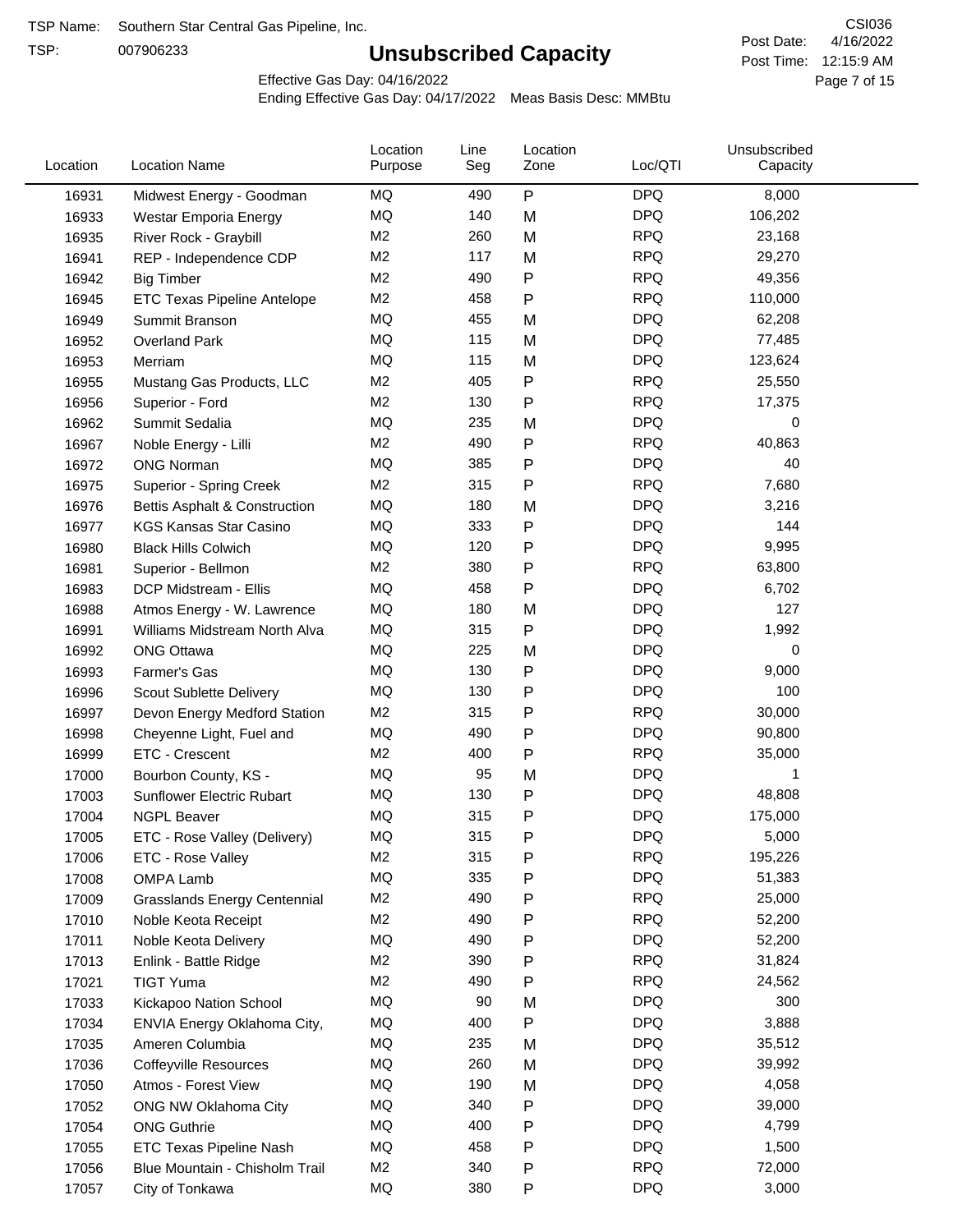TSP Name: Southern Star Central Gas Pipeline, Inc.
TSP: 007906233

# Unsubscribed Capacity

CSI036
Post Date: 4/16/2022
Post Time: 12:15:9 AM

Effective Gas Day: 04/16/2022
Ending Effective Gas Day: 04/17/2022 Meas Basis Desc: MMBtu

| Location | Location Name | Location Purpose | Line Seg | Location Zone | Loc/QTI | Unsubscribed Capacity |
|---|---|---|---|---|---|---|
| 16931 | Midwest Energy - Goodman | MQ | 490 | P | DPQ | 8,000 |
| 16933 | Westar Emporia Energy | MQ | 140 | M | DPQ | 106,202 |
| 16935 | River Rock - Graybill | M2 | 260 | M | RPQ | 23,168 |
| 16941 | REP - Independence CDP | M2 | 117 | M | RPQ | 29,270 |
| 16942 | Big Timber | M2 | 490 | P | RPQ | 49,356 |
| 16945 | ETC Texas Pipeline Antelope | M2 | 458 | P | RPQ | 110,000 |
| 16949 | Summit Branson | MQ | 455 | M | DPQ | 62,208 |
| 16952 | Overland Park | MQ | 115 | M | DPQ | 77,485 |
| 16953 | Merriam | MQ | 115 | M | DPQ | 123,624 |
| 16955 | Mustang Gas Products, LLC | M2 | 405 | P | RPQ | 25,550 |
| 16956 | Superior - Ford | M2 | 130 | P | RPQ | 17,375 |
| 16962 | Summit Sedalia | MQ | 235 | M | DPQ | 0 |
| 16967 | Noble Energy - Lilli | M2 | 490 | P | RPQ | 40,863 |
| 16972 | ONG Norman | MQ | 385 | P | DPQ | 40 |
| 16975 | Superior - Spring Creek | M2 | 315 | P | RPQ | 7,680 |
| 16976 | Bettis Asphalt & Construction | MQ | 180 | M | DPQ | 3,216 |
| 16977 | KGS Kansas Star Casino | MQ | 333 | P | DPQ | 144 |
| 16980 | Black Hills Colwich | MQ | 120 | P | DPQ | 9,995 |
| 16981 | Superior - Bellmon | M2 | 380 | P | RPQ | 63,800 |
| 16983 | DCP Midstream - Ellis | MQ | 458 | P | DPQ | 6,702 |
| 16988 | Atmos Energy - W. Lawrence | MQ | 180 | M | DPQ | 127 |
| 16991 | Williams Midstream North Alva | MQ | 315 | P | DPQ | 1,992 |
| 16992 | ONG Ottawa | MQ | 225 | M | DPQ | 0 |
| 16993 | Farmer's Gas | MQ | 130 | P | DPQ | 9,000 |
| 16996 | Scout Sublette Delivery | MQ | 130 | P | DPQ | 100 |
| 16997 | Devon Energy Medford Station | M2 | 315 | P | RPQ | 30,000 |
| 16998 | Cheyenne Light, Fuel and | MQ | 490 | P | DPQ | 90,800 |
| 16999 | ETC - Crescent | M2 | 400 | P | RPQ | 35,000 |
| 17000 | Bourbon County, KS - | MQ | 95 | M | DPQ | 1 |
| 17003 | Sunflower Electric Rubart | MQ | 130 | P | DPQ | 48,808 |
| 17004 | NGPL Beaver | MQ | 315 | P | DPQ | 175,000 |
| 17005 | ETC - Rose Valley (Delivery) | MQ | 315 | P | DPQ | 5,000 |
| 17006 | ETC - Rose Valley | M2 | 315 | P | RPQ | 195,226 |
| 17008 | OMPA Lamb | MQ | 335 | P | DPQ | 51,383 |
| 17009 | Grasslands Energy Centennial | M2 | 490 | P | RPQ | 25,000 |
| 17010 | Noble Keota Receipt | M2 | 490 | P | RPQ | 52,200 |
| 17011 | Noble Keota Delivery | MQ | 490 | P | DPQ | 52,200 |
| 17013 | Enlink - Battle Ridge | M2 | 390 | P | RPQ | 31,824 |
| 17021 | TIGT Yuma | M2 | 490 | P | RPQ | 24,562 |
| 17033 | Kickapoo Nation School | MQ | 90 | M | DPQ | 300 |
| 17034 | ENVIA Energy Oklahoma City, | MQ | 400 | P | DPQ | 3,888 |
| 17035 | Ameren Columbia | MQ | 235 | M | DPQ | 35,512 |
| 17036 | Coffeyville Resources | MQ | 260 | M | DPQ | 39,992 |
| 17050 | Atmos - Forest View | MQ | 190 | M | DPQ | 4,058 |
| 17052 | ONG NW Oklahoma City | MQ | 340 | P | DPQ | 39,000 |
| 17054 | ONG Guthrie | MQ | 400 | P | DPQ | 4,799 |
| 17055 | ETC Texas Pipeline Nash | MQ | 458 | P | DPQ | 1,500 |
| 17056 | Blue Mountain - Chisholm Trail | M2 | 340 | P | RPQ | 72,000 |
| 17057 | City of Tonkawa | MQ | 380 | P | DPQ | 3,000 |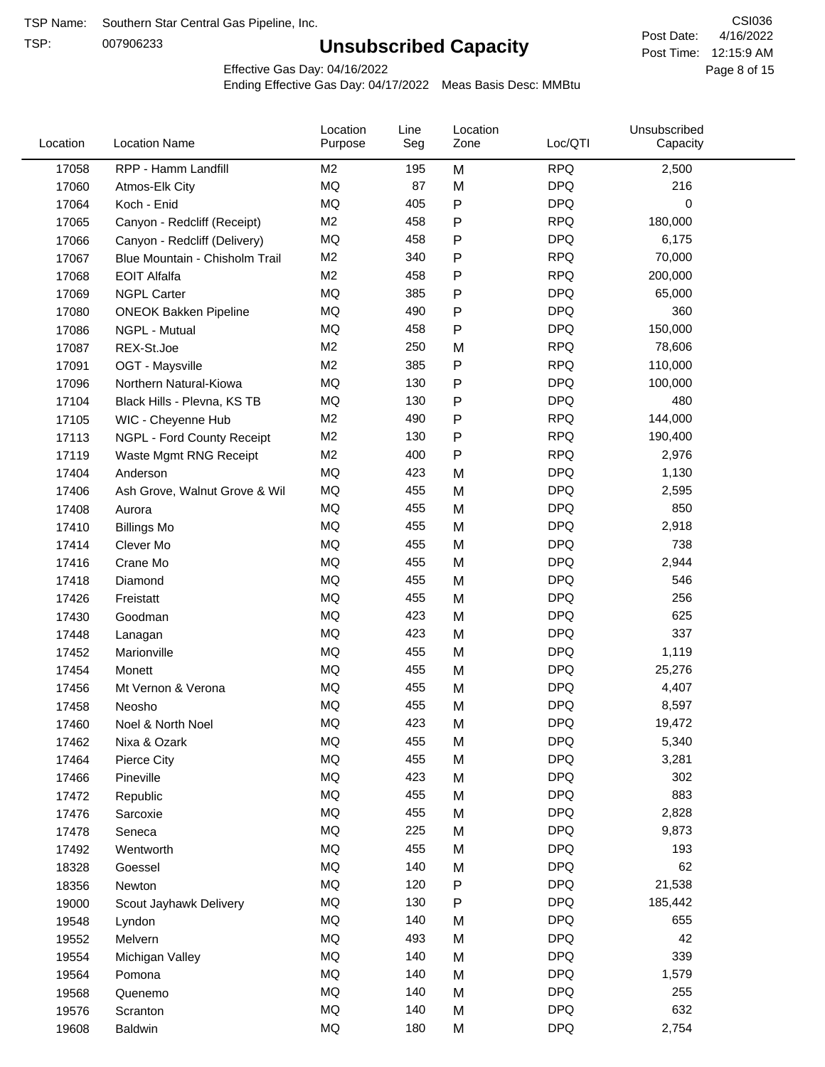TSP Name: Southern Star Central Gas Pipeline, Inc.

TSP: 007906233

# Unsubscribed Capacity

CSI036

Post Date: 4/16/2022

Post Time: 12:15:9 AM

Effective Gas Day: 04/16/2022

Ending Effective Gas Day: 04/17/2022 Meas Basis Desc: MMBtu

| Location | Location Name | Location Purpose | Line Seg | Location Zone | Loc/QTI | Unsubscribed Capacity |
|---|---|---|---|---|---|---|
| 17058 | RPP - Hamm Landfill | M2 | 195 | M | RPQ | 2,500 |
| 17060 | Atmos-Elk City | MQ | 87 | M | DPQ | 216 |
| 17064 | Koch - Enid | MQ | 405 | P | DPQ | 0 |
| 17065 | Canyon - Redcliff (Receipt) | M2 | 458 | P | RPQ | 180,000 |
| 17066 | Canyon - Redcliff (Delivery) | MQ | 458 | P | DPQ | 6,175 |
| 17067 | Blue Mountain - Chisholm Trail | M2 | 340 | P | RPQ | 70,000 |
| 17068 | EOIT Alfalfa | M2 | 458 | P | RPQ | 200,000 |
| 17069 | NGPL Carter | MQ | 385 | P | DPQ | 65,000 |
| 17080 | ONEOK Bakken Pipeline | MQ | 490 | P | DPQ | 360 |
| 17086 | NGPL - Mutual | MQ | 458 | P | DPQ | 150,000 |
| 17087 | REX-St.Joe | M2 | 250 | M | RPQ | 78,606 |
| 17091 | OGT - Maysville | M2 | 385 | P | RPQ | 110,000 |
| 17096 | Northern Natural-Kiowa | MQ | 130 | P | DPQ | 100,000 |
| 17104 | Black Hills - Plevna, KS TB | MQ | 130 | P | DPQ | 480 |
| 17105 | WIC - Cheyenne Hub | M2 | 490 | P | RPQ | 144,000 |
| 17113 | NGPL - Ford County Receipt | M2 | 130 | P | RPQ | 190,400 |
| 17119 | Waste Mgmt RNG Receipt | M2 | 400 | P | RPQ | 2,976 |
| 17404 | Anderson | MQ | 423 | M | DPQ | 1,130 |
| 17406 | Ash Grove, Walnut Grove & Wil | MQ | 455 | M | DPQ | 2,595 |
| 17408 | Aurora | MQ | 455 | M | DPQ | 850 |
| 17410 | Billings Mo | MQ | 455 | M | DPQ | 2,918 |
| 17414 | Clever Mo | MQ | 455 | M | DPQ | 738 |
| 17416 | Crane Mo | MQ | 455 | M | DPQ | 2,944 |
| 17418 | Diamond | MQ | 455 | M | DPQ | 546 |
| 17426 | Freistatt | MQ | 455 | M | DPQ | 256 |
| 17430 | Goodman | MQ | 423 | M | DPQ | 625 |
| 17448 | Lanagan | MQ | 423 | M | DPQ | 337 |
| 17452 | Marionville | MQ | 455 | M | DPQ | 1,119 |
| 17454 | Monett | MQ | 455 | M | DPQ | 25,276 |
| 17456 | Mt Vernon & Verona | MQ | 455 | M | DPQ | 4,407 |
| 17458 | Neosho | MQ | 455 | M | DPQ | 8,597 |
| 17460 | Noel & North Noel | MQ | 423 | M | DPQ | 19,472 |
| 17462 | Nixa & Ozark | MQ | 455 | M | DPQ | 5,340 |
| 17464 | Pierce City | MQ | 455 | M | DPQ | 3,281 |
| 17466 | Pineville | MQ | 423 | M | DPQ | 302 |
| 17472 | Republic | MQ | 455 | M | DPQ | 883 |
| 17476 | Sarcoxie | MQ | 455 | M | DPQ | 2,828 |
| 17478 | Seneca | MQ | 225 | M | DPQ | 9,873 |
| 17492 | Wentworth | MQ | 455 | M | DPQ | 193 |
| 18328 | Goessel | MQ | 140 | M | DPQ | 62 |
| 18356 | Newton | MQ | 120 | P | DPQ | 21,538 |
| 19000 | Scout Jayhawk Delivery | MQ | 130 | P | DPQ | 185,442 |
| 19548 | Lyndon | MQ | 140 | M | DPQ | 655 |
| 19552 | Melvern | MQ | 493 | M | DPQ | 42 |
| 19554 | Michigan Valley | MQ | 140 | M | DPQ | 339 |
| 19564 | Pomona | MQ | 140 | M | DPQ | 1,579 |
| 19568 | Quenemo | MQ | 140 | M | DPQ | 255 |
| 19576 | Scranton | MQ | 140 | M | DPQ | 632 |
| 19608 | Baldwin | MQ | 180 | M | DPQ | 2,754 |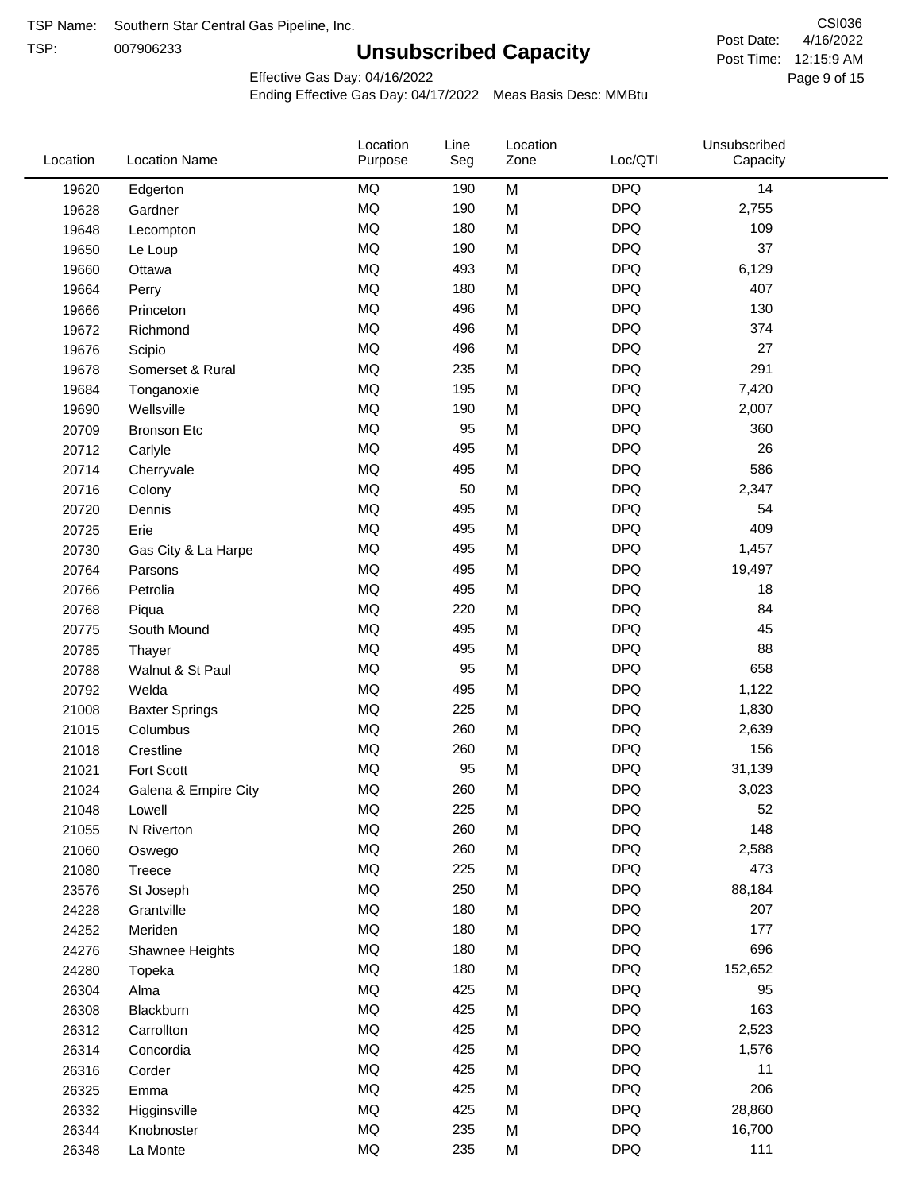TSP Name: Southern Star Central Gas Pipeline, Inc.
TSP: 007906233

# Unsubscribed Capacity

CSI036
Post Date: 4/16/2022
Post Time: 12:15:9 AM

Effective Gas Day: 04/16/2022
Ending Effective Gas Day: 04/17/2022 Meas Basis Desc: MMBtu

| Location | Location Name | Location Purpose | Line Seg | Location Zone | Loc/QTI | Unsubscribed Capacity |
|---|---|---|---|---|---|---|
| 19620 | Edgerton | MQ | 190 | M | DPQ | 14 |
| 19628 | Gardner | MQ | 190 | M | DPQ | 2,755 |
| 19648 | Lecompton | MQ | 180 | M | DPQ | 109 |
| 19650 | Le Loup | MQ | 190 | M | DPQ | 37 |
| 19660 | Ottawa | MQ | 493 | M | DPQ | 6,129 |
| 19664 | Perry | MQ | 180 | M | DPQ | 407 |
| 19666 | Princeton | MQ | 496 | M | DPQ | 130 |
| 19672 | Richmond | MQ | 496 | M | DPQ | 374 |
| 19676 | Scipio | MQ | 496 | M | DPQ | 27 |
| 19678 | Somerset & Rural | MQ | 235 | M | DPQ | 291 |
| 19684 | Tonganoxie | MQ | 195 | M | DPQ | 7,420 |
| 19690 | Wellsville | MQ | 190 | M | DPQ | 2,007 |
| 20709 | Bronson Etc | MQ | 95 | M | DPQ | 360 |
| 20712 | Carlyle | MQ | 495 | M | DPQ | 26 |
| 20714 | Cherryvale | MQ | 495 | M | DPQ | 586 |
| 20716 | Colony | MQ | 50 | M | DPQ | 2,347 |
| 20720 | Dennis | MQ | 495 | M | DPQ | 54 |
| 20725 | Erie | MQ | 495 | M | DPQ | 409 |
| 20730 | Gas City & La Harpe | MQ | 495 | M | DPQ | 1,457 |
| 20764 | Parsons | MQ | 495 | M | DPQ | 19,497 |
| 20766 | Petrolia | MQ | 495 | M | DPQ | 18 |
| 20768 | Piqua | MQ | 220 | M | DPQ | 84 |
| 20775 | South Mound | MQ | 495 | M | DPQ | 45 |
| 20785 | Thayer | MQ | 495 | M | DPQ | 88 |
| 20788 | Walnut & St Paul | MQ | 95 | M | DPQ | 658 |
| 20792 | Welda | MQ | 495 | M | DPQ | 1,122 |
| 21008 | Baxter Springs | MQ | 225 | M | DPQ | 1,830 |
| 21015 | Columbus | MQ | 260 | M | DPQ | 2,639 |
| 21018 | Crestline | MQ | 260 | M | DPQ | 156 |
| 21021 | Fort Scott | MQ | 95 | M | DPQ | 31,139 |
| 21024 | Galena & Empire City | MQ | 260 | M | DPQ | 3,023 |
| 21048 | Lowell | MQ | 225 | M | DPQ | 52 |
| 21055 | N Riverton | MQ | 260 | M | DPQ | 148 |
| 21060 | Oswego | MQ | 260 | M | DPQ | 2,588 |
| 21080 | Treece | MQ | 225 | M | DPQ | 473 |
| 23576 | St Joseph | MQ | 250 | M | DPQ | 88,184 |
| 24228 | Grantville | MQ | 180 | M | DPQ | 207 |
| 24252 | Meriden | MQ | 180 | M | DPQ | 177 |
| 24276 | Shawnee Heights | MQ | 180 | M | DPQ | 696 |
| 24280 | Topeka | MQ | 180 | M | DPQ | 152,652 |
| 26304 | Alma | MQ | 425 | M | DPQ | 95 |
| 26308 | Blackburn | MQ | 425 | M | DPQ | 163 |
| 26312 | Carrollton | MQ | 425 | M | DPQ | 2,523 |
| 26314 | Concordia | MQ | 425 | M | DPQ | 1,576 |
| 26316 | Corder | MQ | 425 | M | DPQ | 11 |
| 26325 | Emma | MQ | 425 | M | DPQ | 206 |
| 26332 | Higginsville | MQ | 425 | M | DPQ | 28,860 |
| 26344 | Knobnoster | MQ | 235 | M | DPQ | 16,700 |
| 26348 | La Monte | MQ | 235 | M | DPQ | 111 |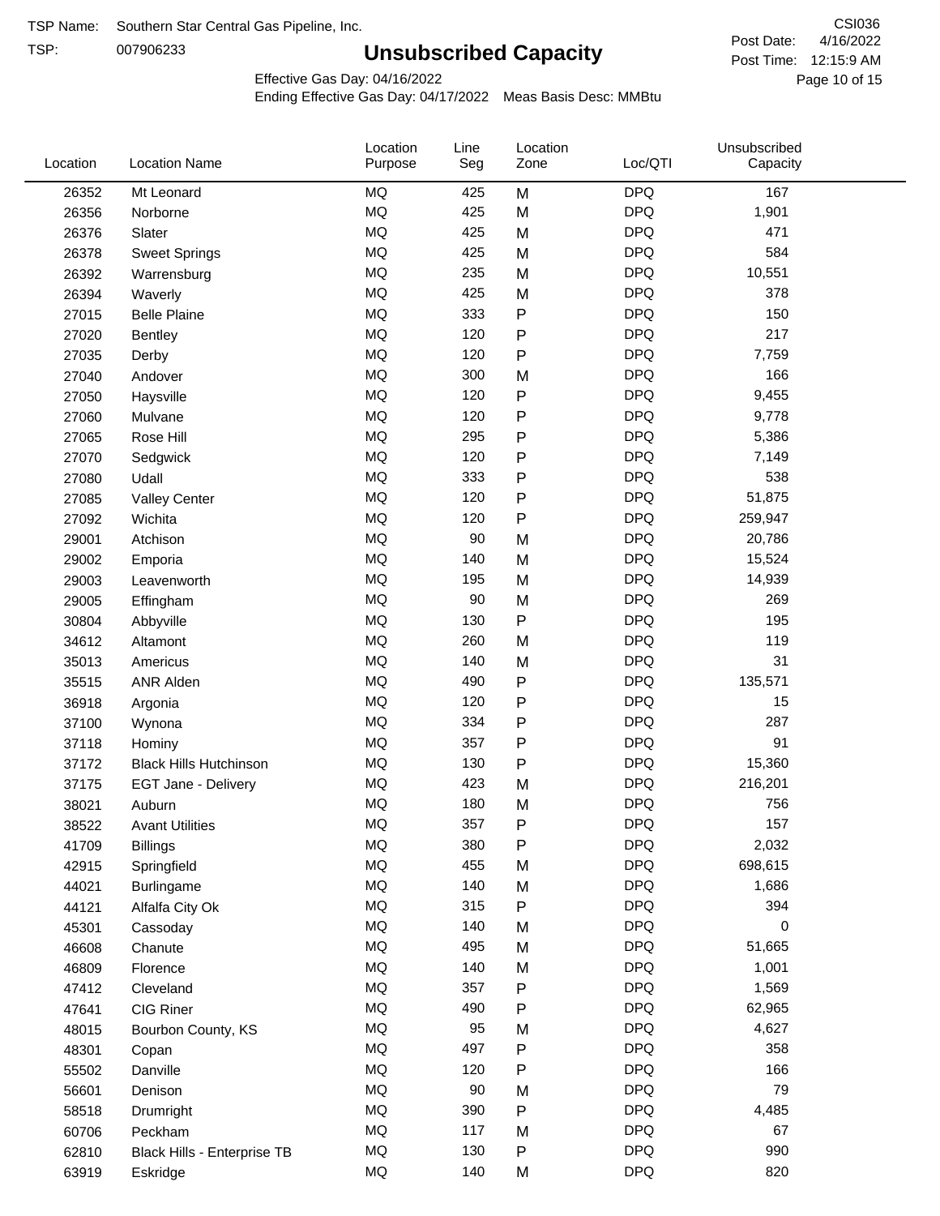TSP Name: Southern Star Central Gas Pipeline, Inc.

TSP: 007906233

# Unsubscribed Capacity

CSI036

Post Date: 4/16/2022

Post Time: 12:15:9 AM

Effective Gas Day: 04/16/2022

Ending Effective Gas Day: 04/17/2022 Meas Basis Desc: MMBtu

| Location | Location Name | Location Purpose | Line Seg | Location Zone | Loc/QTI | Unsubscribed Capacity |
|---|---|---|---|---|---|---|
| 26352 | Mt Leonard | MQ | 425 | M | DPQ | 167 |
| 26356 | Norborne | MQ | 425 | M | DPQ | 1,901 |
| 26376 | Slater | MQ | 425 | M | DPQ | 471 |
| 26378 | Sweet Springs | MQ | 425 | M | DPQ | 584 |
| 26392 | Warrensburg | MQ | 235 | M | DPQ | 10,551 |
| 26394 | Waverly | MQ | 425 | M | DPQ | 378 |
| 27015 | Belle Plaine | MQ | 333 | P | DPQ | 150 |
| 27020 | Bentley | MQ | 120 | P | DPQ | 217 |
| 27035 | Derby | MQ | 120 | P | DPQ | 7,759 |
| 27040 | Andover | MQ | 300 | M | DPQ | 166 |
| 27050 | Haysville | MQ | 120 | P | DPQ | 9,455 |
| 27060 | Mulvane | MQ | 120 | P | DPQ | 9,778 |
| 27065 | Rose Hill | MQ | 295 | P | DPQ | 5,386 |
| 27070 | Sedgwick | MQ | 120 | P | DPQ | 7,149 |
| 27080 | Udall | MQ | 333 | P | DPQ | 538 |
| 27085 | Valley Center | MQ | 120 | P | DPQ | 51,875 |
| 27092 | Wichita | MQ | 120 | P | DPQ | 259,947 |
| 29001 | Atchison | MQ | 90 | M | DPQ | 20,786 |
| 29002 | Emporia | MQ | 140 | M | DPQ | 15,524 |
| 29003 | Leavenworth | MQ | 195 | M | DPQ | 14,939 |
| 29005 | Effingham | MQ | 90 | M | DPQ | 269 |
| 30804 | Abbyville | MQ | 130 | P | DPQ | 195 |
| 34612 | Altamont | MQ | 260 | M | DPQ | 119 |
| 35013 | Americus | MQ | 140 | M | DPQ | 31 |
| 35515 | ANR Alden | MQ | 490 | P | DPQ | 135,571 |
| 36918 | Argonia | MQ | 120 | P | DPQ | 15 |
| 37100 | Wynona | MQ | 334 | P | DPQ | 287 |
| 37118 | Hominy | MQ | 357 | P | DPQ | 91 |
| 37172 | Black Hills Hutchinson | MQ | 130 | P | DPQ | 15,360 |
| 37175 | EGT Jane - Delivery | MQ | 423 | M | DPQ | 216,201 |
| 38021 | Auburn | MQ | 180 | M | DPQ | 756 |
| 38522 | Avant Utilities | MQ | 357 | P | DPQ | 157 |
| 41709 | Billings | MQ | 380 | P | DPQ | 2,032 |
| 42915 | Springfield | MQ | 455 | M | DPQ | 698,615 |
| 44021 | Burlingame | MQ | 140 | M | DPQ | 1,686 |
| 44121 | Alfalfa City Ok | MQ | 315 | P | DPQ | 394 |
| 45301 | Cassoday | MQ | 140 | M | DPQ | 0 |
| 46608 | Chanute | MQ | 495 | M | DPQ | 51,665 |
| 46809 | Florence | MQ | 140 | M | DPQ | 1,001 |
| 47412 | Cleveland | MQ | 357 | P | DPQ | 1,569 |
| 47641 | CIG Riner | MQ | 490 | P | DPQ | 62,965 |
| 48015 | Bourbon County, KS | MQ | 95 | M | DPQ | 4,627 |
| 48301 | Copan | MQ | 497 | P | DPQ | 358 |
| 55502 | Danville | MQ | 120 | P | DPQ | 166 |
| 56601 | Denison | MQ | 90 | M | DPQ | 79 |
| 58518 | Drumright | MQ | 390 | P | DPQ | 4,485 |
| 60706 | Peckham | MQ | 117 | M | DPQ | 67 |
| 62810 | Black Hills - Enterprise TB | MQ | 130 | P | DPQ | 990 |
| 63919 | Eskridge | MQ | 140 | M | DPQ | 820 |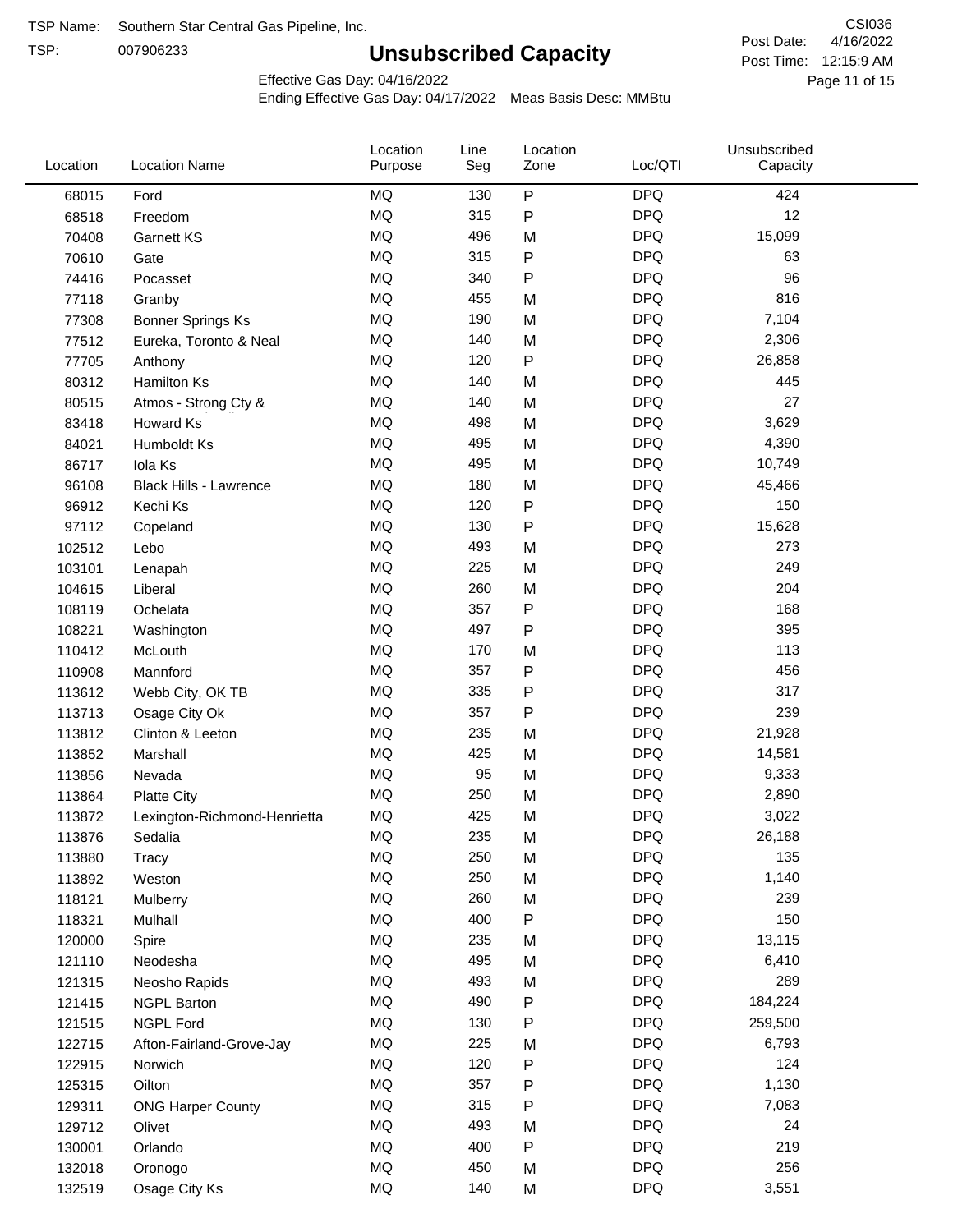TSP Name: Southern Star Central Gas Pipeline, Inc.

TSP: 007906233

# Unsubscribed Capacity

CSI036

Post Date: 4/16/2022

Post Time: 12:15:9 AM

Effective Gas Day: 04/16/2022

Ending Effective Gas Day: 04/17/2022 Meas Basis Desc: MMBtu

| Location | Location Name | Location Purpose | Line Seg | Location Zone | Loc/QTI | Unsubscribed Capacity |
|---|---|---|---|---|---|---|
| 68015 | Ford | MQ | 130 | P | DPQ | 424 |
| 68518 | Freedom | MQ | 315 | P | DPQ | 12 |
| 70408 | Garnett KS | MQ | 496 | M | DPQ | 15,099 |
| 70610 | Gate | MQ | 315 | P | DPQ | 63 |
| 74416 | Pocasset | MQ | 340 | P | DPQ | 96 |
| 77118 | Granby | MQ | 455 | M | DPQ | 816 |
| 77308 | Bonner Springs Ks | MQ | 190 | M | DPQ | 7,104 |
| 77512 | Eureka, Toronto & Neal | MQ | 140 | M | DPQ | 2,306 |
| 77705 | Anthony | MQ | 120 | P | DPQ | 26,858 |
| 80312 | Hamilton Ks | MQ | 140 | M | DPQ | 445 |
| 80515 | Atmos - Strong Cty & | MQ | 140 | M | DPQ | 27 |
| 83418 | Howard Ks | MQ | 498 | M | DPQ | 3,629 |
| 84021 | Humboldt Ks | MQ | 495 | M | DPQ | 4,390 |
| 86717 | Iola Ks | MQ | 495 | M | DPQ | 10,749 |
| 96108 | Black Hills - Lawrence | MQ | 180 | M | DPQ | 45,466 |
| 96912 | Kechi Ks | MQ | 120 | P | DPQ | 150 |
| 97112 | Copeland | MQ | 130 | P | DPQ | 15,628 |
| 102512 | Lebo | MQ | 493 | M | DPQ | 273 |
| 103101 | Lenapah | MQ | 225 | M | DPQ | 249 |
| 104615 | Liberal | MQ | 260 | M | DPQ | 204 |
| 108119 | Ochelata | MQ | 357 | P | DPQ | 168 |
| 108221 | Washington | MQ | 497 | P | DPQ | 395 |
| 110412 | McLouth | MQ | 170 | M | DPQ | 113 |
| 110908 | Mannford | MQ | 357 | P | DPQ | 456 |
| 113612 | Webb City, OK TB | MQ | 335 | P | DPQ | 317 |
| 113713 | Osage City Ok | MQ | 357 | P | DPQ | 239 |
| 113812 | Clinton & Leeton | MQ | 235 | M | DPQ | 21,928 |
| 113852 | Marshall | MQ | 425 | M | DPQ | 14,581 |
| 113856 | Nevada | MQ | 95 | M | DPQ | 9,333 |
| 113864 | Platte City | MQ | 250 | M | DPQ | 2,890 |
| 113872 | Lexington-Richmond-Henrietta | MQ | 425 | M | DPQ | 3,022 |
| 113876 | Sedalia | MQ | 235 | M | DPQ | 26,188 |
| 113880 | Tracy | MQ | 250 | M | DPQ | 135 |
| 113892 | Weston | MQ | 250 | M | DPQ | 1,140 |
| 118121 | Mulberry | MQ | 260 | M | DPQ | 239 |
| 118321 | Mulhall | MQ | 400 | P | DPQ | 150 |
| 120000 | Spire | MQ | 235 | M | DPQ | 13,115 |
| 121110 | Neodesha | MQ | 495 | M | DPQ | 6,410 |
| 121315 | Neosho Rapids | MQ | 493 | M | DPQ | 289 |
| 121415 | NGPL Barton | MQ | 490 | P | DPQ | 184,224 |
| 121515 | NGPL Ford | MQ | 130 | P | DPQ | 259,500 |
| 122715 | Afton-Fairland-Grove-Jay | MQ | 225 | M | DPQ | 6,793 |
| 122915 | Norwich | MQ | 120 | P | DPQ | 124 |
| 125315 | Oilton | MQ | 357 | P | DPQ | 1,130 |
| 129311 | ONG Harper County | MQ | 315 | P | DPQ | 7,083 |
| 129712 | Olivet | MQ | 493 | M | DPQ | 24 |
| 130001 | Orlando | MQ | 400 | P | DPQ | 219 |
| 132018 | Oronogo | MQ | 450 | M | DPQ | 256 |
| 132519 | Osage City Ks | MQ | 140 | M | DPQ | 3,551 |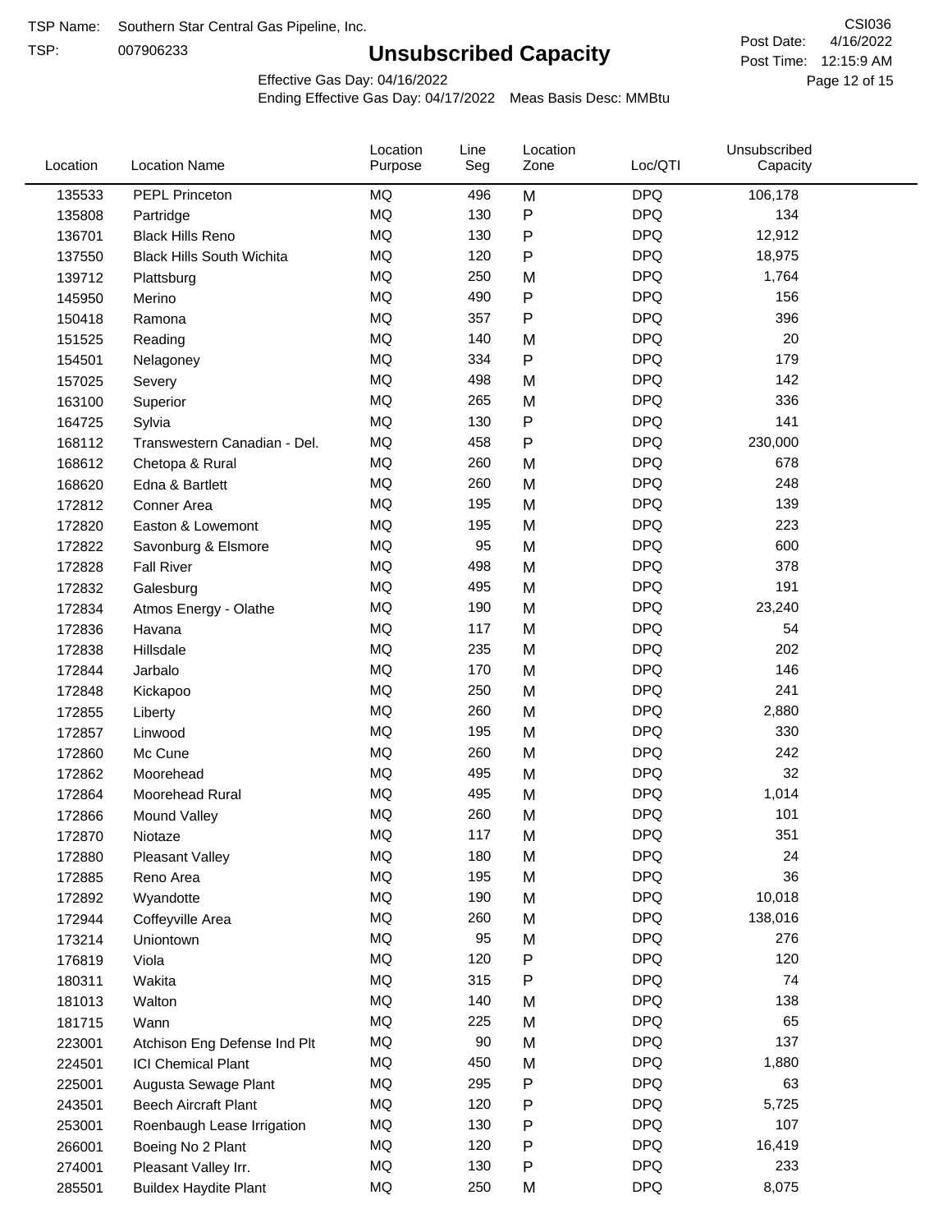TSP Name: Southern Star Central Gas Pipeline, Inc.

TSP: 007906233

# Unsubscribed Capacity

CSI036

Post Date: 4/16/2022

Post Time: 12:15:9 AM

Effective Gas Day: 04/16/2022

Ending Effective Gas Day: 04/17/2022 Meas Basis Desc: MMBtu

| Location | Location Name | Location Purpose | Line Seg | Location Zone | Loc/QTI | Unsubscribed Capacity |
|---|---|---|---|---|---|---|
| 135533 | PEPL Princeton | MQ | 496 | M | DPQ | 106,178 |
| 135808 | Partridge | MQ | 130 | P | DPQ | 134 |
| 136701 | Black Hills Reno | MQ | 130 | P | DPQ | 12,912 |
| 137550 | Black Hills South Wichita | MQ | 120 | P | DPQ | 18,975 |
| 139712 | Plattsburg | MQ | 250 | M | DPQ | 1,764 |
| 145950 | Merino | MQ | 490 | P | DPQ | 156 |
| 150418 | Ramona | MQ | 357 | P | DPQ | 396 |
| 151525 | Reading | MQ | 140 | M | DPQ | 20 |
| 154501 | Nelagoney | MQ | 334 | P | DPQ | 179 |
| 157025 | Severy | MQ | 498 | M | DPQ | 142 |
| 163100 | Superior | MQ | 265 | M | DPQ | 336 |
| 164725 | Sylvia | MQ | 130 | P | DPQ | 141 |
| 168112 | Transwestern Canadian - Del. | MQ | 458 | P | DPQ | 230,000 |
| 168612 | Chetopa & Rural | MQ | 260 | M | DPQ | 678 |
| 168620 | Edna & Bartlett | MQ | 260 | M | DPQ | 248 |
| 172812 | Conner Area | MQ | 195 | M | DPQ | 139 |
| 172820 | Easton & Lowemont | MQ | 195 | M | DPQ | 223 |
| 172822 | Savonburg & Elsmore | MQ | 95 | M | DPQ | 600 |
| 172828 | Fall River | MQ | 498 | M | DPQ | 378 |
| 172832 | Galesburg | MQ | 495 | M | DPQ | 191 |
| 172834 | Atmos Energy - Olathe | MQ | 190 | M | DPQ | 23,240 |
| 172836 | Havana | MQ | 117 | M | DPQ | 54 |
| 172838 | Hillsdale | MQ | 235 | M | DPQ | 202 |
| 172844 | Jarbalo | MQ | 170 | M | DPQ | 146 |
| 172848 | Kickapoo | MQ | 250 | M | DPQ | 241 |
| 172855 | Liberty | MQ | 260 | M | DPQ | 2,880 |
| 172857 | Linwood | MQ | 195 | M | DPQ | 330 |
| 172860 | Mc Cune | MQ | 260 | M | DPQ | 242 |
| 172862 | Moorehead | MQ | 495 | M | DPQ | 32 |
| 172864 | Moorehead Rural | MQ | 495 | M | DPQ | 1,014 |
| 172866 | Mound Valley | MQ | 260 | M | DPQ | 101 |
| 172870 | Niotaze | MQ | 117 | M | DPQ | 351 |
| 172880 | Pleasant Valley | MQ | 180 | M | DPQ | 24 |
| 172885 | Reno Area | MQ | 195 | M | DPQ | 36 |
| 172892 | Wyandotte | MQ | 190 | M | DPQ | 10,018 |
| 172944 | Coffeyville Area | MQ | 260 | M | DPQ | 138,016 |
| 173214 | Uniontown | MQ | 95 | M | DPQ | 276 |
| 176819 | Viola | MQ | 120 | P | DPQ | 120 |
| 180311 | Wakita | MQ | 315 | P | DPQ | 74 |
| 181013 | Walton | MQ | 140 | M | DPQ | 138 |
| 181715 | Wann | MQ | 225 | M | DPQ | 65 |
| 223001 | Atchison Eng Defense Ind Plt | MQ | 90 | M | DPQ | 137 |
| 224501 | ICI Chemical Plant | MQ | 450 | M | DPQ | 1,880 |
| 225001 | Augusta Sewage Plant | MQ | 295 | P | DPQ | 63 |
| 243501 | Beech Aircraft Plant | MQ | 120 | P | DPQ | 5,725 |
| 253001 | Roenbaugh Lease Irrigation | MQ | 130 | P | DPQ | 107 |
| 266001 | Boeing No 2 Plant | MQ | 120 | P | DPQ | 16,419 |
| 274001 | Pleasant Valley Irr. | MQ | 130 | P | DPQ | 233 |
| 285501 | Buildex Haydite Plant | MQ | 250 | M | DPQ | 8,075 |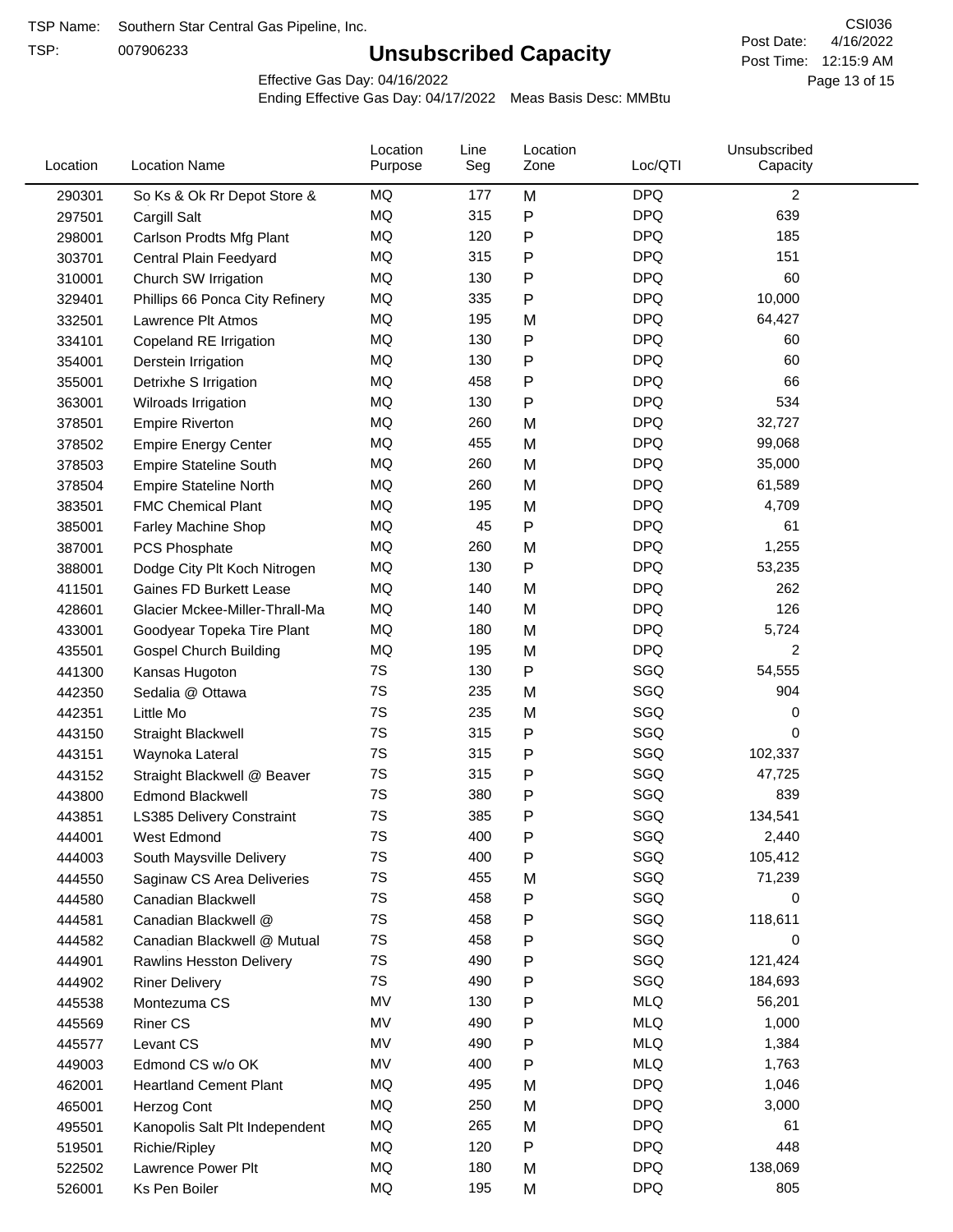TSP Name: Southern Star Central Gas Pipeline, Inc.

TSP: 007906233

# Unsubscribed Capacity

CSI036

Post Date: 4/16/2022

Post Time: 12:15:9 AM

Effective Gas Day: 04/16/2022

Ending Effective Gas Day: 04/17/2022 Meas Basis Desc: MMBtu

| Location | Location Name | Location Purpose | Line Seg | Location Zone | Loc/QTI | Unsubscribed Capacity |
|---|---|---|---|---|---|---|
| 290301 | So Ks & Ok Rr Depot Store & | MQ | 177 | M | DPQ | 2 |
| 297501 | Cargill Salt | MQ | 315 | P | DPQ | 639 |
| 298001 | Carlson Prodts Mfg Plant | MQ | 120 | P | DPQ | 185 |
| 303701 | Central Plain Feedyard | MQ | 315 | P | DPQ | 151 |
| 310001 | Church SW Irrigation | MQ | 130 | P | DPQ | 60 |
| 329401 | Phillips 66 Ponca City Refinery | MQ | 335 | P | DPQ | 10,000 |
| 332501 | Lawrence Plt Atmos | MQ | 195 | M | DPQ | 64,427 |
| 334101 | Copeland RE Irrigation | MQ | 130 | P | DPQ | 60 |
| 354001 | Derstein Irrigation | MQ | 130 | P | DPQ | 60 |
| 355001 | Detrixhe S Irrigation | MQ | 458 | P | DPQ | 66 |
| 363001 | Wilroads Irrigation | MQ | 130 | P | DPQ | 534 |
| 378501 | Empire Riverton | MQ | 260 | M | DPQ | 32,727 |
| 378502 | Empire Energy Center | MQ | 455 | M | DPQ | 99,068 |
| 378503 | Empire Stateline South | MQ | 260 | M | DPQ | 35,000 |
| 378504 | Empire Stateline North | MQ | 260 | M | DPQ | 61,589 |
| 383501 | FMC Chemical Plant | MQ | 195 | M | DPQ | 4,709 |
| 385001 | Farley Machine Shop | MQ | 45 | P | DPQ | 61 |
| 387001 | PCS Phosphate | MQ | 260 | M | DPQ | 1,255 |
| 388001 | Dodge City Plt Koch Nitrogen | MQ | 130 | P | DPQ | 53,235 |
| 411501 | Gaines FD Burkett Lease | MQ | 140 | M | DPQ | 262 |
| 428601 | Glacier Mckee-Miller-Thrall-Ma | MQ | 140 | M | DPQ | 126 |
| 433001 | Goodyear Topeka Tire Plant | MQ | 180 | M | DPQ | 5,724 |
| 435501 | Gospel Church Building | MQ | 195 | M | DPQ | 2 |
| 441300 | Kansas Hugoton | 7S | 130 | P | SGQ | 54,555 |
| 442350 | Sedalia @ Ottawa | 7S | 235 | M | SGQ | 904 |
| 442351 | Little Mo | 7S | 235 | M | SGQ | 0 |
| 443150 | Straight Blackwell | 7S | 315 | P | SGQ | 0 |
| 443151 | Waynoka Lateral | 7S | 315 | P | SGQ | 102,337 |
| 443152 | Straight Blackwell @ Beaver | 7S | 315 | P | SGQ | 47,725 |
| 443800 | Edmond Blackwell | 7S | 380 | P | SGQ | 839 |
| 443851 | LS385 Delivery Constraint | 7S | 385 | P | SGQ | 134,541 |
| 444001 | West Edmond | 7S | 400 | P | SGQ | 2,440 |
| 444003 | South Maysville Delivery | 7S | 400 | P | SGQ | 105,412 |
| 444550 | Saginaw CS Area Deliveries | 7S | 455 | M | SGQ | 71,239 |
| 444580 | Canadian Blackwell | 7S | 458 | P | SGQ | 0 |
| 444581 | Canadian Blackwell @ | 7S | 458 | P | SGQ | 118,611 |
| 444582 | Canadian Blackwell @ Mutual | 7S | 458 | P | SGQ | 0 |
| 444901 | Rawlins Hesston Delivery | 7S | 490 | P | SGQ | 121,424 |
| 444902 | Riner Delivery | 7S | 490 | P | SGQ | 184,693 |
| 445538 | Montezuma CS | MV | 130 | P | MLQ | 56,201 |
| 445569 | Riner CS | MV | 490 | P | MLQ | 1,000 |
| 445577 | Levant CS | MV | 490 | P | MLQ | 1,384 |
| 449003 | Edmond CS w/o OK | MV | 400 | P | MLQ | 1,763 |
| 462001 | Heartland Cement Plant | MQ | 495 | M | DPQ | 1,046 |
| 465001 | Herzog Cont | MQ | 250 | M | DPQ | 3,000 |
| 495501 | Kanopolis Salt Plt Independent | MQ | 265 | M | DPQ | 61 |
| 519501 | Richie/Ripley | MQ | 120 | P | DPQ | 448 |
| 522502 | Lawrence Power Plt | MQ | 180 | M | DPQ | 138,069 |
| 526001 | Ks Pen Boiler | MQ | 195 | M | DPQ | 805 |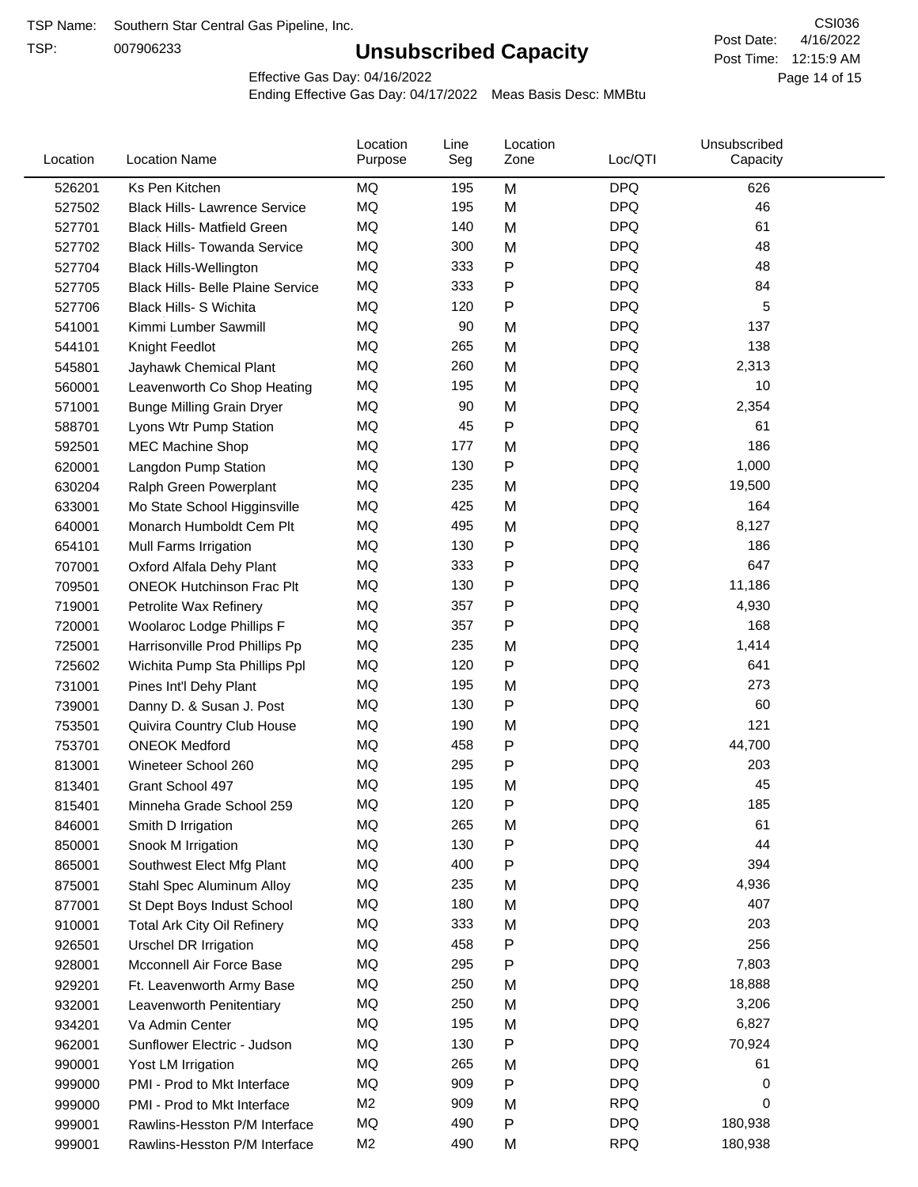TSP Name: Southern Star Central Gas Pipeline, Inc.

TSP: 007906233

# Unsubscribed Capacity

CSI036

Post Date: 4/16/2022

Post Time: 12:15:9 AM

Effective Gas Day: 04/16/2022

Ending Effective Gas Day: 04/17/2022 Meas Basis Desc: MMBtu

| Location | Location Name | Location Purpose | Line Seg | Location Zone | Loc/QTI | Unsubscribed Capacity |
|---|---|---|---|---|---|---|
| 526201 | Ks Pen Kitchen | MQ | 195 | M | DPQ | 626 |
| 527502 | Black Hills- Lawrence Service | MQ | 195 | M | DPQ | 46 |
| 527701 | Black Hills- Matfield Green | MQ | 140 | M | DPQ | 61 |
| 527702 | Black Hills- Towanda Service | MQ | 300 | M | DPQ | 48 |
| 527704 | Black Hills-Wellington | MQ | 333 | P | DPQ | 48 |
| 527705 | Black Hills- Belle Plaine Service | MQ | 333 | P | DPQ | 84 |
| 527706 | Black Hills- S Wichita | MQ | 120 | P | DPQ | 5 |
| 541001 | Kimmi Lumber Sawmill | MQ | 90 | M | DPQ | 137 |
| 544101 | Knight Feedlot | MQ | 265 | M | DPQ | 138 |
| 545801 | Jayhawk Chemical Plant | MQ | 260 | M | DPQ | 2,313 |
| 560001 | Leavenworth Co Shop Heating | MQ | 195 | M | DPQ | 10 |
| 571001 | Bunge Milling Grain Dryer | MQ | 90 | M | DPQ | 2,354 |
| 588701 | Lyons Wtr Pump Station | MQ | 45 | P | DPQ | 61 |
| 592501 | MEC Machine Shop | MQ | 177 | M | DPQ | 186 |
| 620001 | Langdon Pump Station | MQ | 130 | P | DPQ | 1,000 |
| 630204 | Ralph Green Powerplant | MQ | 235 | M | DPQ | 19,500 |
| 633001 | Mo State School Higginsville | MQ | 425 | M | DPQ | 164 |
| 640001 | Monarch Humboldt Cem Plt | MQ | 495 | M | DPQ | 8,127 |
| 654101 | Mull Farms Irrigation | MQ | 130 | P | DPQ | 186 |
| 707001 | Oxford Alfala Dehy Plant | MQ | 333 | P | DPQ | 647 |
| 709501 | ONEOK Hutchinson Frac Plt | MQ | 130 | P | DPQ | 11,186 |
| 719001 | Petrolite Wax Refinery | MQ | 357 | P | DPQ | 4,930 |
| 720001 | Woolaroc Lodge Phillips F | MQ | 357 | P | DPQ | 168 |
| 725001 | Harrisonville Prod Phillips Pp | MQ | 235 | M | DPQ | 1,414 |
| 725602 | Wichita Pump Sta Phillips Ppl | MQ | 120 | P | DPQ | 641 |
| 731001 | Pines Int'l Dehy Plant | MQ | 195 | M | DPQ | 273 |
| 739001 | Danny D. & Susan J. Post | MQ | 130 | P | DPQ | 60 |
| 753501 | Quivira Country Club House | MQ | 190 | M | DPQ | 121 |
| 753701 | ONEOK Medford | MQ | 458 | P | DPQ | 44,700 |
| 813001 | Wineteer School 260 | MQ | 295 | P | DPQ | 203 |
| 813401 | Grant School 497 | MQ | 195 | M | DPQ | 45 |
| 815401 | Minneha Grade School 259 | MQ | 120 | P | DPQ | 185 |
| 846001 | Smith D Irrigation | MQ | 265 | M | DPQ | 61 |
| 850001 | Snook M Irrigation | MQ | 130 | P | DPQ | 44 |
| 865001 | Southwest Elect Mfg Plant | MQ | 400 | P | DPQ | 394 |
| 875001 | Stahl Spec Aluminum Alloy | MQ | 235 | M | DPQ | 4,936 |
| 877001 | St Dept Boys Indust School | MQ | 180 | M | DPQ | 407 |
| 910001 | Total Ark City Oil Refinery | MQ | 333 | M | DPQ | 203 |
| 926501 | Urschel DR Irrigation | MQ | 458 | P | DPQ | 256 |
| 928001 | Mcconnell Air Force Base | MQ | 295 | P | DPQ | 7,803 |
| 929201 | Ft. Leavenworth Army Base | MQ | 250 | M | DPQ | 18,888 |
| 932001 | Leavenworth Penitentiary | MQ | 250 | M | DPQ | 3,206 |
| 934201 | Va Admin Center | MQ | 195 | M | DPQ | 6,827 |
| 962001 | Sunflower Electric - Judson | MQ | 130 | P | DPQ | 70,924 |
| 990001 | Yost LM Irrigation | MQ | 265 | M | DPQ | 61 |
| 999000 | PMI - Prod to Mkt Interface | MQ | 909 | P | DPQ | 0 |
| 999000 | PMI - Prod to Mkt Interface | M2 | 909 | M | RPQ | 0 |
| 999001 | Rawlins-Hesston P/M Interface | MQ | 490 | P | DPQ | 180,938 |
| 999001 | Rawlins-Hesston P/M Interface | M2 | 490 | M | RPQ | 180,938 |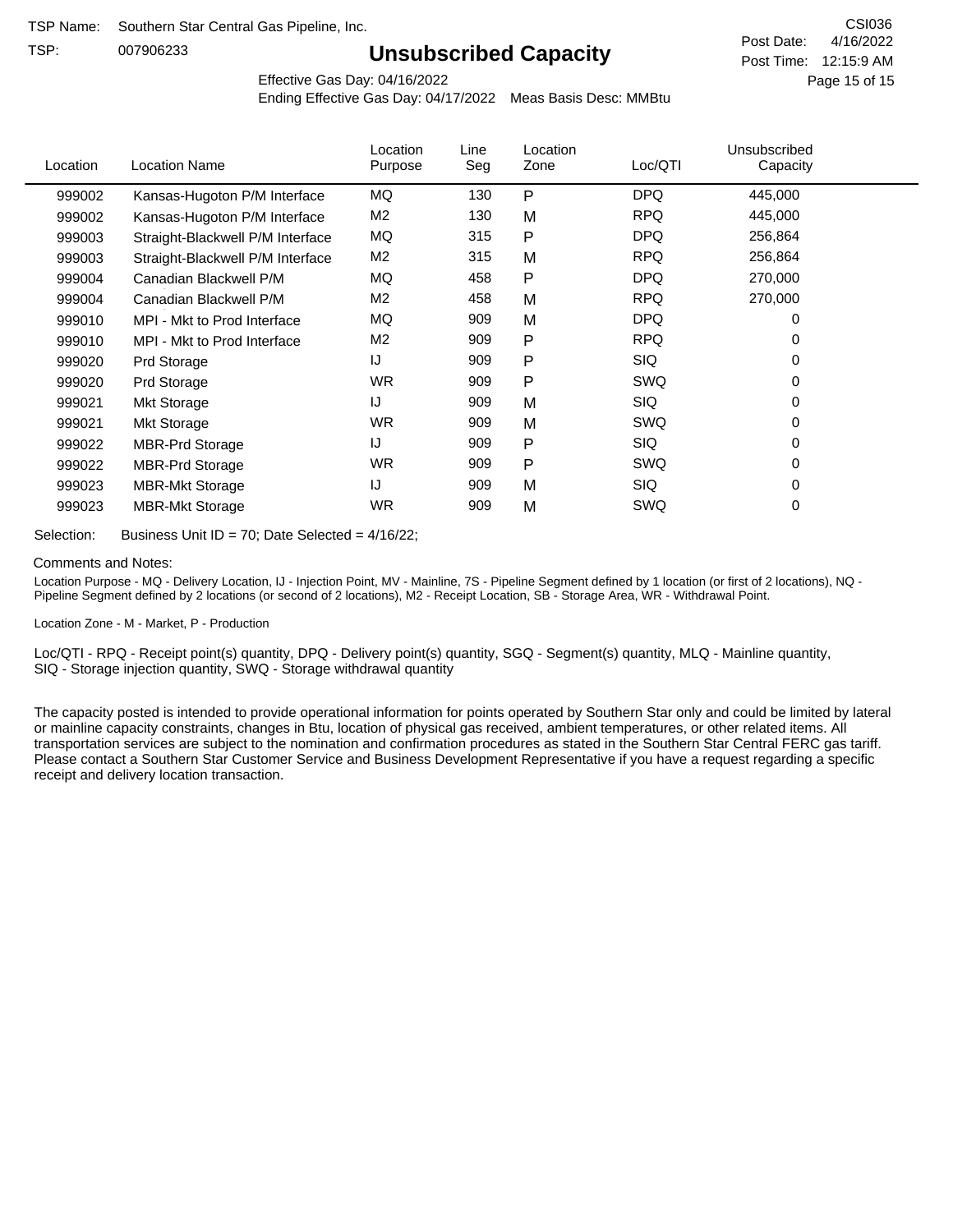TSP Name: Southern Star Central Gas Pipeline, Inc.

TSP: 007906233

# Unsubscribed Capacity

CSI036

Post Date: 4/16/2022

Post Time: 12:15:9 AM

Effective Gas Day: 04/16/2022

Ending Effective Gas Day: 04/17/2022 Meas Basis Desc: MMBtu

| Location | Location Name | Location Purpose | Line Seg | Location Zone | Loc/QTI | Unsubscribed Capacity |
|---|---|---|---|---|---|---|
| 999002 | Kansas-Hugoton P/M Interface | MQ | 130 | P | DPQ | 445,000 |
| 999002 | Kansas-Hugoton P/M Interface | M2 | 130 | M | RPQ | 445,000 |
| 999003 | Straight-Blackwell P/M Interface | MQ | 315 | P | DPQ | 256,864 |
| 999003 | Straight-Blackwell P/M Interface | M2 | 315 | M | RPQ | 256,864 |
| 999004 | Canadian Blackwell P/M | MQ | 458 | P | DPQ | 270,000 |
| 999004 | Canadian Blackwell P/M | M2 | 458 | M | RPQ | 270,000 |
| 999010 | MPI - Mkt to Prod Interface | MQ | 909 | M | DPQ | 0 |
| 999010 | MPI - Mkt to Prod Interface | M2 | 909 | P | RPQ | 0 |
| 999020 | Prd Storage | IJ | 909 | P | SIQ | 0 |
| 999020 | Prd Storage | WR | 909 | P | SWQ | 0 |
| 999021 | Mkt Storage | IJ | 909 | M | SIQ | 0 |
| 999021 | Mkt Storage | WR | 909 | M | SWQ | 0 |
| 999022 | MBR-Prd Storage | IJ | 909 | P | SIQ | 0 |
| 999022 | MBR-Prd Storage | WR | 909 | P | SWQ | 0 |
| 999023 | MBR-Mkt Storage | IJ | 909 | M | SIQ | 0 |
| 999023 | MBR-Mkt Storage | WR | 909 | M | SWQ | 0 |

Selection: Business Unit ID = 70; Date Selected = 4/16/22;

Comments and Notes:

Location Purpose - MQ - Delivery Location, IJ - Injection Point, MV - Mainline, 7S - Pipeline Segment defined by 1 location (or first of 2 locations), NQ - Pipeline Segment defined by 2 locations (or second of 2 locations), M2 - Receipt Location, SB - Storage Area, WR - Withdrawal Point.

Location Zone - M - Market, P - Production

Loc/QTI - RPQ - Receipt point(s) quantity, DPQ - Delivery point(s) quantity, SGQ - Segment(s) quantity, MLQ - Mainline quantity, SIQ - Storage injection quantity, SWQ - Storage withdrawal quantity

The capacity posted is intended to provide operational information for points operated by Southern Star only and could be limited by lateral or mainline capacity constraints, changes in Btu, location of physical gas received, ambient temperatures, or other related items. All transportation services are subject to the nomination and confirmation procedures as stated in the Southern Star Central FERC gas tariff. Please contact a Southern Star Customer Service and Business Development Representative if you have a request regarding a specific receipt and delivery location transaction.